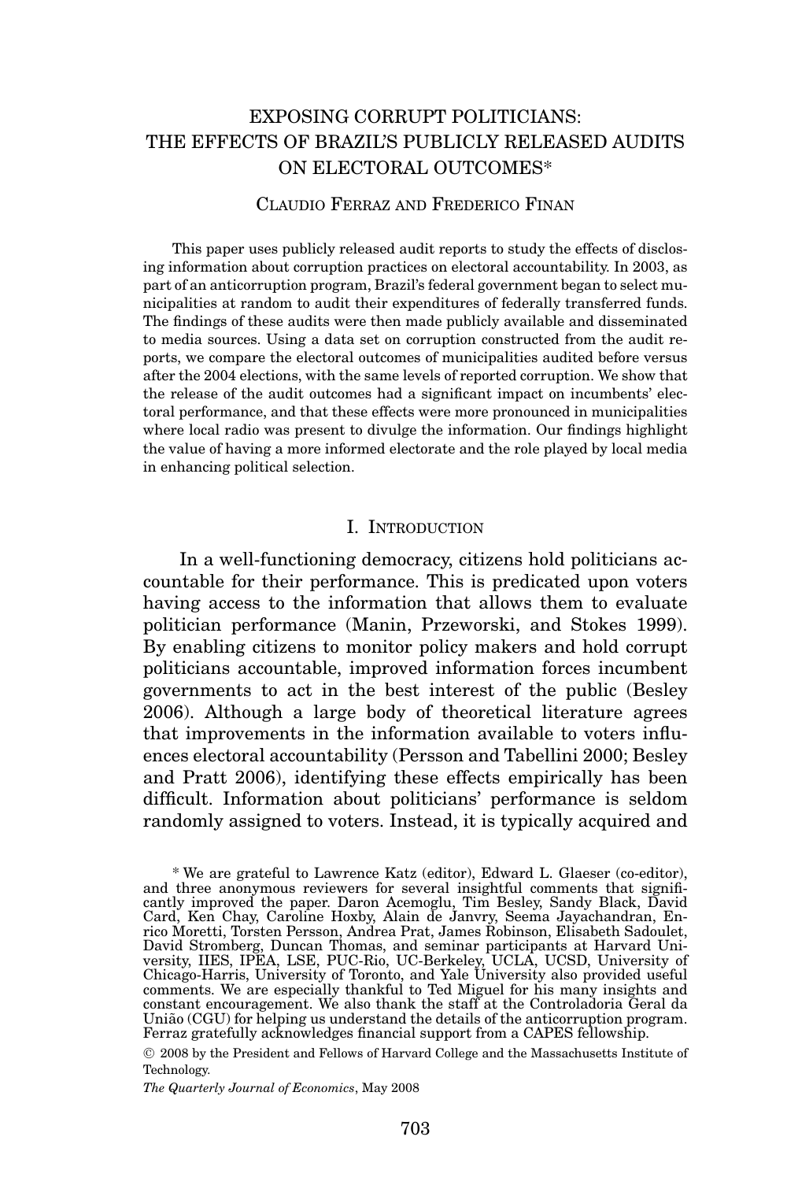# EXPOSING CORRUPT POLITICIANS: THE EFFECTS OF BRAZIL'S PUBLICLY RELEASED AUDITS ON ELECTORAL OUTCOMES*

CLAUDIO FERRAZ AND FREDERICO FINAN

This paper uses publicly released audit reports to study the effects of disclosing information about corruption practices on electoral accountability. In 2003, as part of an anticorruption program, Brazil's federal government began to select municipalities at random to audit their expenditures of federally transferred funds. The findings of these audits were then made publicly available and disseminated to media sources. Using a data set on corruption constructed from the audit reports, we compare the electoral outcomes of municipalities audited before versus after the 2004 elections, with the same levels of reported corruption. We show that the release of the audit outcomes had a significant impact on incumbents' electoral performance, and that these effects were more pronounced in municipalities where local radio was present to divulge the information. Our findings highlight the value of having a more informed electorate and the role played by local media in enhancing political selection.

## I. INTRODUCTION

In a well-functioning democracy, citizens hold politicians accountable for their performance. This is predicated upon voters having access to the information that allows them to evaluate politician performance (Manin, Przeworski, and Stokes 1999). By enabling citizens to monitor policy makers and hold corrupt politicians accountable, improved information forces incumbent governments to act in the best interest of the public (Besley 2006). Although a large body of theoretical literature agrees that improvements in the information available to voters influences electoral accountability (Persson and Tabellini 2000; Besley and Pratt 2006), identifying these effects empirically has been difficult. Information about politicians' performance is seldom randomly assigned to voters. Instead, it is typically acquired and

\* We are grateful to Lawrence Katz (editor), Edward L. Glaeser (co-editor), and three anonymous reviewers for several insightful comments that significantly improved the paper. Daron Acemoglu, Tim Besley, Sandy Black, David Card, Ken Chay, Caroline Hoxby, Alain de Janvry, Seema Jayachandran, Enrico Moretti, Torsten Persson, Andrea Prat, James Robinson, Elisabeth Sadoulet, David Stromberg, Duncan Thomas, and seminar participants at Harvard University, IIES, IPEA, LSE, PUC-Rio, UC-Berkeley, UCLA, UCSD, University of Chicago-Harris, University of Toronto, and Yale University also provided useful comments. We are especially thankful to Ted Miguel for his many insights and constant encouragement. We also thank the staff at the Controladoria Geral da União (CGU) for helping us understand the details of the anticorruption program. Ferraz gratefully acknowledges financial support from a CAPES fellowship.

© 2008 by the President and Fellows of Harvard College and the Massachusetts Institute of Technology.

*The Quarterly Journal of Economics*, May 2008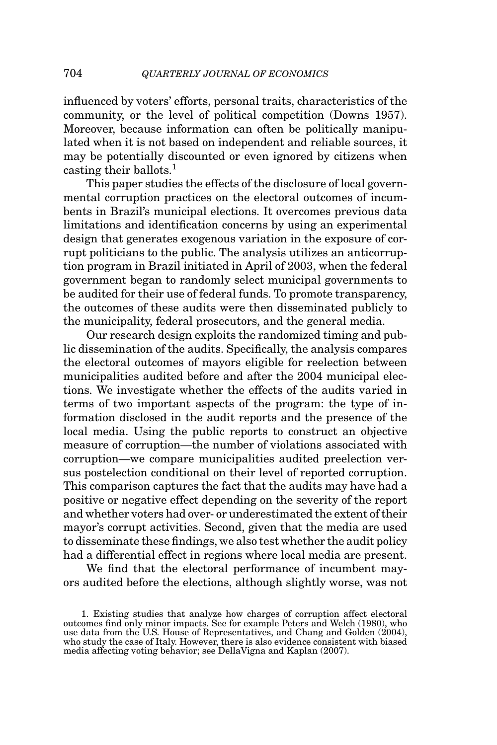influenced by voters' efforts, personal traits, characteristics of the community, or the level of political competition (Downs 1957). Moreover, because information can often be politically manipulated when it is not based on independent and reliable sources, it may be potentially discounted or even ignored by citizens when casting their ballots.[1]

This paper studies the effects of the disclosure of local governmental corruption practices on the electoral outcomes of incumbents in Brazil's municipal elections. It overcomes previous data limitations and identification concerns by using an experimental design that generates exogenous variation in the exposure of corrupt politicians to the public. The analysis utilizes an anticorruption program in Brazil initiated in April of 2003, when the federal government began to randomly select municipal governments to be audited for their use of federal funds. To promote transparency, the outcomes of these audits were then disseminated publicly to the municipality, federal prosecutors, and the general media.

Our research design exploits the randomized timing and public dissemination of the audits. Specifically, the analysis compares the electoral outcomes of mayors eligible for reelection between municipalities audited before and after the 2004 municipal elections. We investigate whether the effects of the audits varied in terms of two important aspects of the program: the type of information disclosed in the audit reports and the presence of the local media. Using the public reports to construct an objective measure of corruption—the number of violations associated with corruption—we compare municipalities audited preelection versus postelection conditional on their level of reported corruption. This comparison captures the fact that the audits may have had a positive or negative effect depending on the severity of the report and whether voters had over- or underestimated the extent of their mayor's corrupt activities. Second, given that the media are used to disseminate these findings, we also test whether the audit policy had a differential effect in regions where local media are present.

We find that the electoral performance of incumbent mayors audited before the elections, although slightly worse, was not

1. Existing studies that analyze how charges of corruption affect electoral outcomes find only minor impacts. See for example Peters and Welch (1980), who use data from the U.S. House of Representatives, and Chang and Golden (2004), who study the case of Italy. However, there is also evidence consistent with biased media affecting voting behavior; see DellaVigna and Kaplan (2007).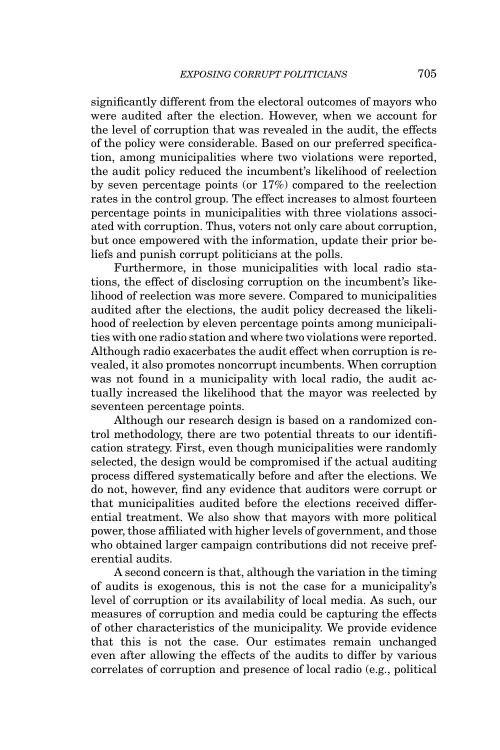significantly different from the electoral outcomes of mayors who were audited after the election. However, when we account for the level of corruption that was revealed in the audit, the effects of the policy were considerable. Based on our preferred specification, among municipalities where two violations were reported, the audit policy reduced the incumbent's likelihood of reelection by seven percentage points (or 17%) compared to the reelection rates in the control group. The effect increases to almost fourteen percentage points in municipalities with three violations associated with corruption. Thus, voters not only care about corruption, but once empowered with the information, update their prior beliefs and punish corrupt politicians at the polls.

Furthermore, in those municipalities with local radio stations, the effect of disclosing corruption on the incumbent's likelihood of reelection was more severe. Compared to municipalities audited after the elections, the audit policy decreased the likelihood of reelection by eleven percentage points among municipalities with one radio station and where two violations were reported. Although radio exacerbates the audit effect when corruption is revealed, it also promotes noncorrupt incumbents. When corruption was not found in a municipality with local radio, the audit actually increased the likelihood that the mayor was reelected by seventeen percentage points.

Although our research design is based on a randomized control methodology, there are two potential threats to our identification strategy. First, even though municipalities were randomly selected, the design would be compromised if the actual auditing process differed systematically before and after the elections. We do not, however, find any evidence that auditors were corrupt or that municipalities audited before the elections received differential treatment. We also show that mayors with more political power, those affiliated with higher levels of government, and those who obtained larger campaign contributions did not receive preferential audits.

A second concern is that, although the variation in the timing of audits is exogenous, this is not the case for a municipality's level of corruption or its availability of local media. As such, our measures of corruption and media could be capturing the effects of other characteristics of the municipality. We provide evidence that this is not the case. Our estimates remain unchanged even after allowing the effects of the audits to differ by various correlates of corruption and presence of local radio (e.g., political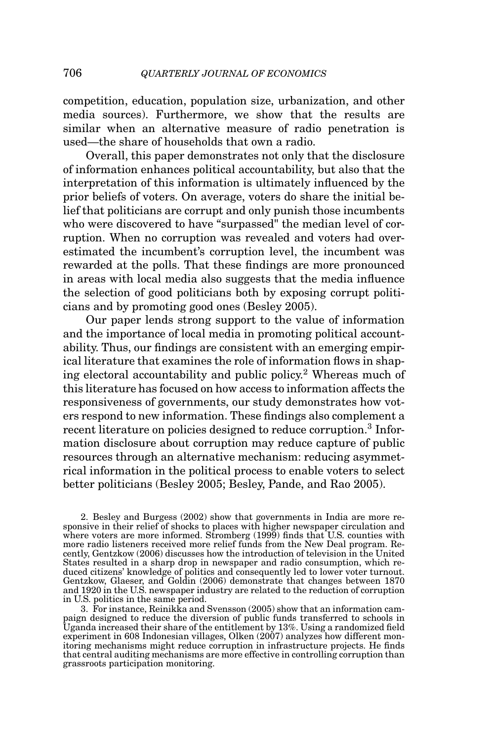competition, education, population size, urbanization, and other media sources). Furthermore, we show that the results are similar when an alternative measure of radio penetration is used—the share of households that own a radio.

Overall, this paper demonstrates not only that the disclosure of information enhances political accountability, but also that the interpretation of this information is ultimately influenced by the prior beliefs of voters. On average, voters do share the initial belief that politicians are corrupt and only punish those incumbents who were discovered to have "surpassed" the median level of corruption. When no corruption was revealed and voters had overestimated the incumbent's corruption level, the incumbent was rewarded at the polls. That these findings are more pronounced in areas with local media also suggests that the media influence the selection of good politicians both by exposing corrupt politicians and by promoting good ones (Besley 2005).

Our paper lends strong support to the value of information and the importance of local media in promoting political accountability. Thus, our findings are consistent with an emerging empirical literature that examines the role of information flows in shaping electoral accountability and public policy.[2] Whereas much of this literature has focused on how access to information affects the responsiveness of governments, our study demonstrates how voters respond to new information. These findings also complement a recent literature on policies designed to reduce corruption.[3] Information disclosure about corruption may reduce capture of public resources through an alternative mechanism: reducing asymmetrical information in the political process to enable voters to select better politicians (Besley 2005; Besley, Pande, and Rao 2005).

2. Besley and Burgess (2002) show that governments in India are more responsive in their relief of shocks to places with higher newspaper circulation and where voters are more informed. Stromberg (1999) finds that U.S. counties with more radio listeners received more relief funds from the New Deal program. Recently, Gentzkow (2006) discusses how the introduction of television in the United States resulted in a sharp drop in newspaper and radio consumption, which reduced citizens' knowledge of politics and consequently led to lower voter turnout. Gentzkow, Glaeser, and Goldin (2006) demonstrate that changes between 1870 and 1920 in the U.S. newspaper industry are related to the reduction of corruption in U.S. politics in the same period.

3. For instance, Reinikka and Svensson (2005) show that an information campaign designed to reduce the diversion of public funds transferred to schools in Uganda increased their share of the entitlement by 13%. Using a randomized field experiment in 608 Indonesian villages, Olken (2007) analyzes how different monitoring mechanisms might reduce corruption in infrastructure projects. He finds that central auditing mechanisms are more effective in controlling corruption than grassroots participation monitoring.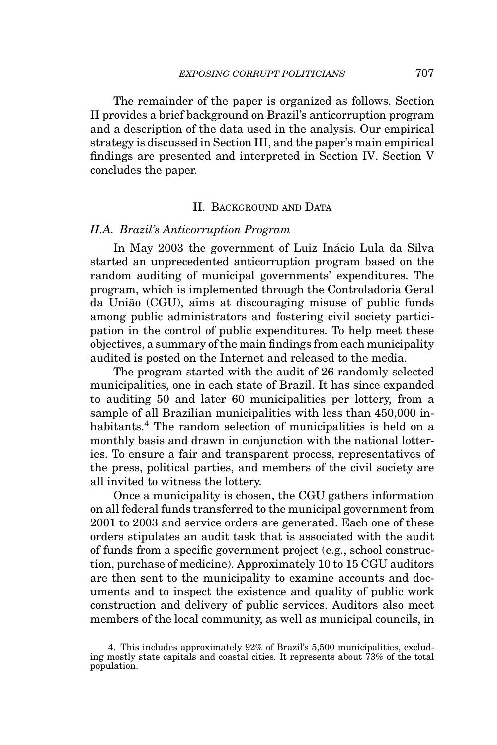The remainder of the paper is organized as follows. Section II provides a brief background on Brazil's anticorruption program and a description of the data used in the analysis. Our empirical strategy is discussed in Section III, and the paper's main empirical findings are presented and interpreted in Section IV. Section V concludes the paper.

## II. Background and Data

### II.A. Brazil's Anticorruption Program

In May 2003 the government of Luiz Inácio Lula da Silva started an unprecedented anticorruption program based on the random auditing of municipal governments' expenditures. The program, which is implemented through the Controladoria Geral da União (CGU), aims at discouraging misuse of public funds among public administrators and fostering civil society participation in the control of public expenditures. To help meet these objectives, a summary of the main findings from each municipality audited is posted on the Internet and released to the media.

The program started with the audit of 26 randomly selected municipalities, one in each state of Brazil. It has since expanded to auditing 50 and later 60 municipalities per lottery, from a sample of all Brazilian municipalities with less than 450,000 inhabitants.[4] The random selection of municipalities is held on a monthly basis and drawn in conjunction with the national lotteries. To ensure a fair and transparent process, representatives of the press, political parties, and members of the civil society are all invited to witness the lottery.

Once a municipality is chosen, the CGU gathers information on all federal funds transferred to the municipal government from 2001 to 2003 and service orders are generated. Each one of these orders stipulates an audit task that is associated with the audit of funds from a specific government project (e.g., school construction, purchase of medicine). Approximately 10 to 15 CGU auditors are then sent to the municipality to examine accounts and documents and to inspect the existence and quality of public work construction and delivery of public services. Auditors also meet members of the local community, as well as municipal councils, in

4. This includes approximately 92% of Brazil's 5,500 municipalities, excluding mostly state capitals and coastal cities. It represents about 73% of the total population.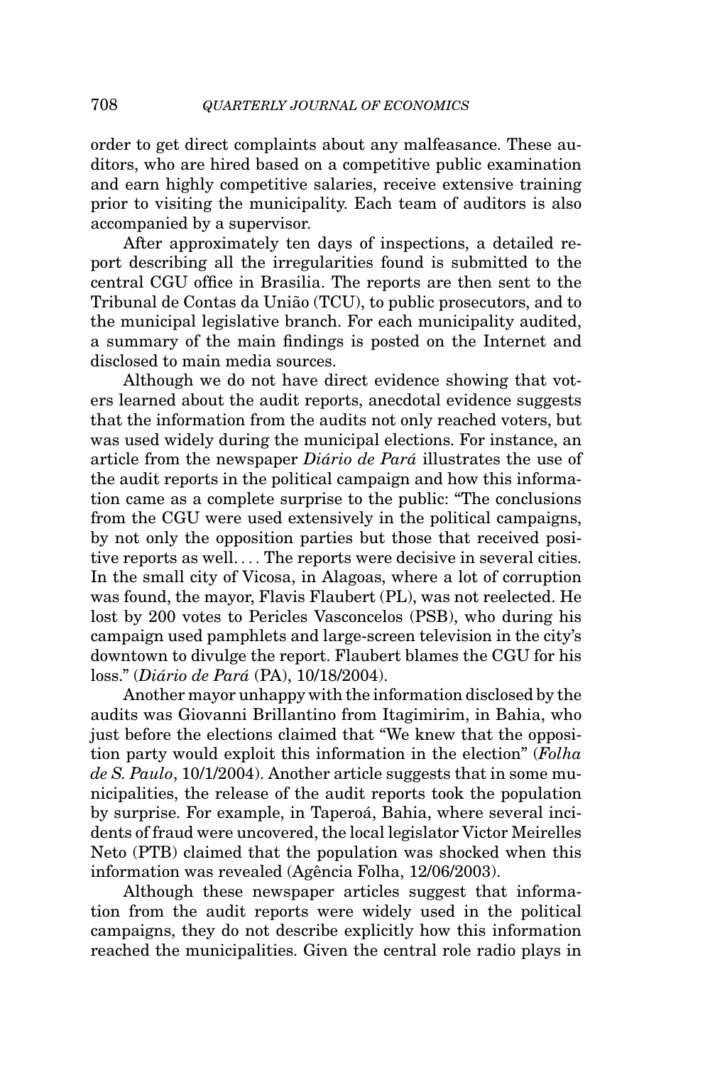order to get direct complaints about any malfeasance. These auditors, who are hired based on a competitive public examination and earn highly competitive salaries, receive extensive training prior to visiting the municipality. Each team of auditors is also accompanied by a supervisor.

After approximately ten days of inspections, a detailed report describing all the irregularities found is submitted to the central CGU office in Brasilia. The reports are then sent to the Tribunal de Contas da União (TCU), to public prosecutors, and to the municipal legislative branch. For each municipality audited, a summary of the main findings is posted on the Internet and disclosed to main media sources.

Although we do not have direct evidence showing that voters learned about the audit reports, anecdotal evidence suggests that the information from the audits not only reached voters, but was used widely during the municipal elections. For instance, an article from the newspaper *Diário de Pará* illustrates the use of the audit reports in the political campaign and how this information came as a complete surprise to the public: "The conclusions from the CGU were used extensively in the political campaigns, by not only the opposition parties but those that received positive reports as well. . . . The reports were decisive in several cities. In the small city of Vicosa, in Alagoas, where a lot of corruption was found, the mayor, Flavis Flaubert (PL), was not reelected. He lost by 200 votes to Pericles Vasconcelos (PSB), who during his campaign used pamphlets and large-screen television in the city's downtown to divulge the report. Flaubert blames the CGU for his loss." (*Diário de Pará* (PA), 10/18/2004).

Another mayor unhappy with the information disclosed by the audits was Giovanni Brillantino from Itagimirim, in Bahia, who just before the elections claimed that "We knew that the opposition party would exploit this information in the election" (*Folha de S. Paulo*, 10/1/2004). Another article suggests that in some municipalities, the release of the audit reports took the population by surprise. For example, in Taperoá, Bahia, where several incidents of fraud were uncovered, the local legislator Victor Meirelles Neto (PTB) claimed that the population was shocked when this information was revealed (Agência Folha, 12/06/2003).

Although these newspaper articles suggest that information from the audit reports were widely used in the political campaigns, they do not describe explicitly how this information reached the municipalities. Given the central role radio plays in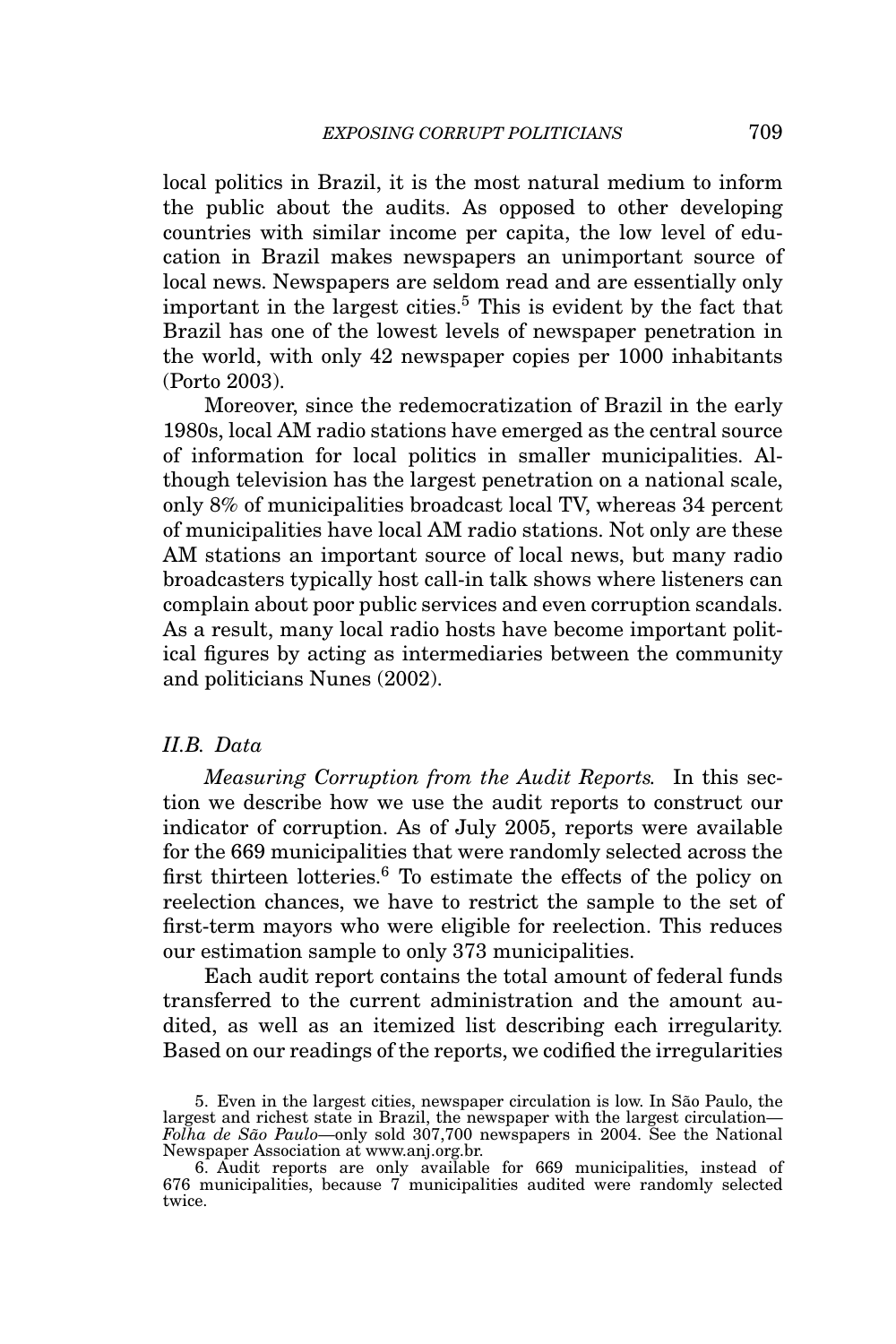local politics in Brazil, it is the most natural medium to inform the public about the audits. As opposed to other developing countries with similar income per capita, the low level of education in Brazil makes newspapers an unimportant source of local news. Newspapers are seldom read and are essentially only important in the largest cities.[5] This is evident by the fact that Brazil has one of the lowest levels of newspaper penetration in the world, with only 42 newspaper copies per 1000 inhabitants (Porto 2003).

Moreover, since the redemocratization of Brazil in the early 1980s, local AM radio stations have emerged as the central source of information for local politics in smaller municipalities. Although television has the largest penetration on a national scale, only 8% of municipalities broadcast local TV, whereas 34 percent of municipalities have local AM radio stations. Not only are these AM stations an important source of local news, but many radio broadcasters typically host call-in talk shows where listeners can complain about poor public services and even corruption scandals. As a result, many local radio hosts have become important political figures by acting as intermediaries between the community and politicians Nunes (2002).

### *II.B. Data*

*Measuring Corruption from the Audit Reports.* In this section we describe how we use the audit reports to construct our indicator of corruption. As of July 2005, reports were available for the 669 municipalities that were randomly selected across the first thirteen lotteries.[6] To estimate the effects of the policy on reelection chances, we have to restrict the sample to the set of first-term mayors who were eligible for reelection. This reduces our estimation sample to only 373 municipalities.

Each audit report contains the total amount of federal funds transferred to the current administration and the amount audited, as well as an itemized list describing each irregularity. Based on our readings of the reports, we codified the irregularities

5. Even in the largest cities, newspaper circulation is low. In São Paulo, the largest and richest state in Brazil, the newspaper with the largest circulation—*Folha de São Paulo*—only sold 307,700 newspapers in 2004. See the National Newspaper Association at www.anj.org.br.

6. Audit reports are only available for 669 municipalities, instead of 676 municipalities, because 7 municipalities audited were randomly selected twice.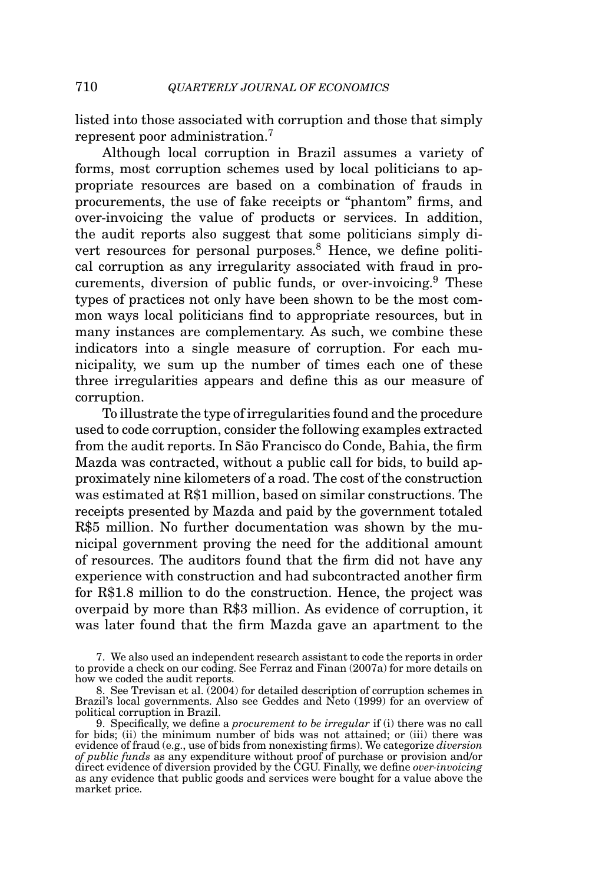listed into those associated with corruption and those that simply represent poor administration.[7]

Although local corruption in Brazil assumes a variety of forms, most corruption schemes used by local politicians to appropriate resources are based on a combination of frauds in procurements, the use of fake receipts or "phantom" firms, and over-invoicing the value of products or services. In addition, the audit reports also suggest that some politicians simply divert resources for personal purposes.[8] Hence, we define political corruption as any irregularity associated with fraud in procurements, diversion of public funds, or over-invoicing.[9] These types of practices not only have been shown to be the most common ways local politicians find to appropriate resources, but in many instances are complementary. As such, we combine these indicators into a single measure of corruption. For each municipality, we sum up the number of times each one of these three irregularities appears and define this as our measure of corruption.

To illustrate the type of irregularities found and the procedure used to code corruption, consider the following examples extracted from the audit reports. In São Francisco do Conde, Bahia, the firm Mazda was contracted, without a public call for bids, to build approximately nine kilometers of a road. The cost of the construction was estimated at R$1 million, based on similar constructions. The receipts presented by Mazda and paid by the government totaled R$5 million. No further documentation was shown by the municipal government proving the need for the additional amount of resources. The auditors found that the firm did not have any experience with construction and had subcontracted another firm for R$1.8 million to do the construction. Hence, the project was overpaid by more than R$3 million. As evidence of corruption, it was later found that the firm Mazda gave an apartment to the

7. We also used an independent research assistant to code the reports in order to provide a check on our coding. See Ferraz and Finan (2007a) for more details on how we coded the audit reports.

8. See Trevisan et al. (2004) for detailed description of corruption schemes in Brazil's local governments. Also see Geddes and Neto (1999) for an overview of political corruption in Brazil.

9. Specifically, we define a *procurement to be irregular* if (i) there was no call for bids; (ii) the minimum number of bids was not attained; or (iii) there was evidence of fraud (e.g., use of bids from nonexisting firms). We categorize *diversion of public funds* as any expenditure without proof of purchase or provision and/or direct evidence of diversion provided by the CGU. Finally, we define *over-invoicing* as any evidence that public goods and services were bought for a value above the market price.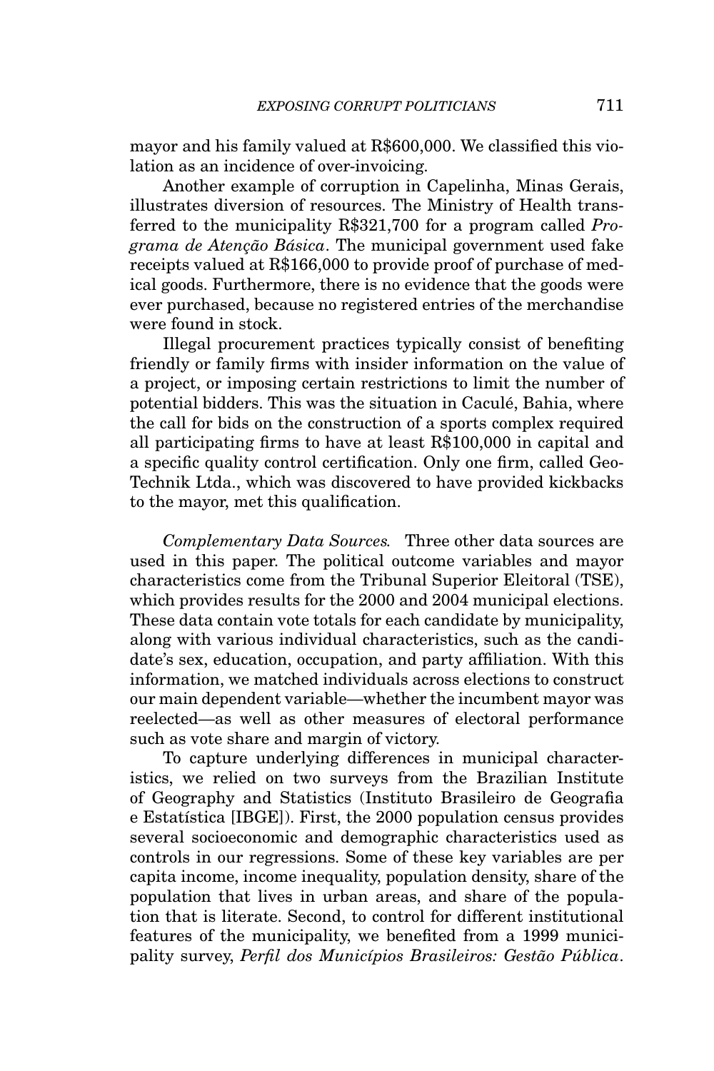mayor and his family valued at R$600,000. We classified this violation as an incidence of over-invoicing.

Another example of corruption in Capelinha, Minas Gerais, illustrates diversion of resources. The Ministry of Health transferred to the municipality R$321,700 for a program called *Programa de Atenção Básica*. The municipal government used fake receipts valued at R$166,000 to provide proof of purchase of medical goods. Furthermore, there is no evidence that the goods were ever purchased, because no registered entries of the merchandise were found in stock.

Illegal procurement practices typically consist of benefiting friendly or family firms with insider information on the value of a project, or imposing certain restrictions to limit the number of potential bidders. This was the situation in Caculé, Bahia, where the call for bids on the construction of a sports complex required all participating firms to have at least R$100,000 in capital and a specific quality control certification. Only one firm, called Geo-Technik Ltda., which was discovered to have provided kickbacks to the mayor, met this qualification.

*Complementary Data Sources.* Three other data sources are used in this paper. The political outcome variables and mayor characteristics come from the Tribunal Superior Eleitoral (TSE), which provides results for the 2000 and 2004 municipal elections. These data contain vote totals for each candidate by municipality, along with various individual characteristics, such as the candidate's sex, education, occupation, and party affiliation. With this information, we matched individuals across elections to construct our main dependent variable—whether the incumbent mayor was reelected—as well as other measures of electoral performance such as vote share and margin of victory.

To capture underlying differences in municipal characteristics, we relied on two surveys from the Brazilian Institute of Geography and Statistics (Instituto Brasileiro de Geografia e Estatística [IBGE]). First, the 2000 population census provides several socioeconomic and demographic characteristics used as controls in our regressions. Some of these key variables are per capita income, income inequality, population density, share of the population that lives in urban areas, and share of the population that is literate. Second, to control for different institutional features of the municipality, we benefited from a 1999 municipality survey, *Perfil dos Municípios Brasileiros: Gestão Pública*.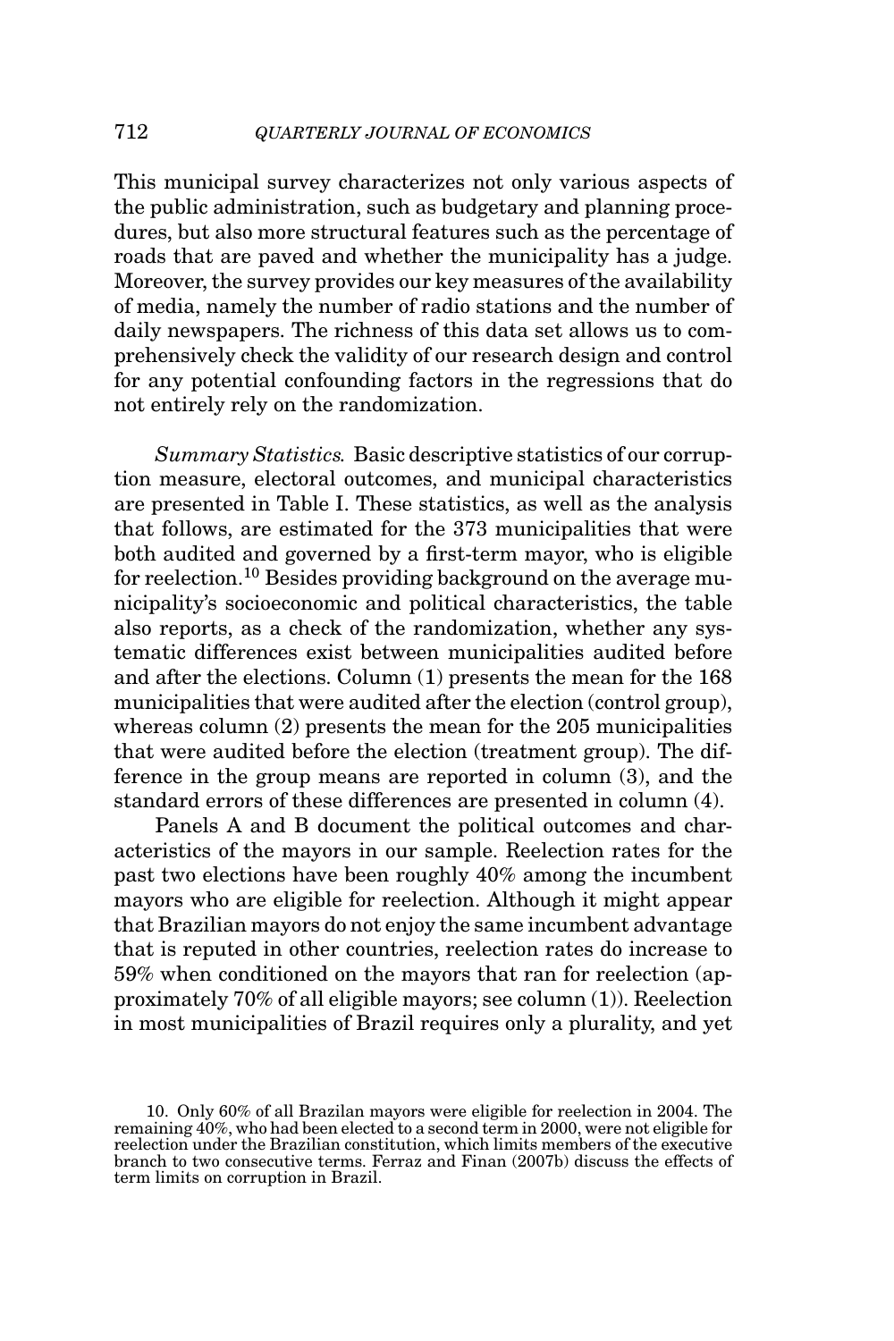This municipal survey characterizes not only various aspects of the public administration, such as budgetary and planning procedures, but also more structural features such as the percentage of roads that are paved and whether the municipality has a judge. Moreover, the survey provides our key measures of the availability of media, namely the number of radio stations and the number of daily newspapers. The richness of this data set allows us to comprehensively check the validity of our research design and control for any potential confounding factors in the regressions that do not entirely rely on the randomization.

*Summary Statistics.* Basic descriptive statistics of our corruption measure, electoral outcomes, and municipal characteristics are presented in Table I. These statistics, as well as the analysis that follows, are estimated for the 373 municipalities that were both audited and governed by a first-term mayor, who is eligible for reelection.[10] Besides providing background on the average municipality's socioeconomic and political characteristics, the table also reports, as a check of the randomization, whether any systematic differences exist between municipalities audited before and after the elections. Column (1) presents the mean for the 168 municipalities that were audited after the election (control group), whereas column (2) presents the mean for the 205 municipalities that were audited before the election (treatment group). The difference in the group means are reported in column (3), and the standard errors of these differences are presented in column (4).

Panels A and B document the political outcomes and characteristics of the mayors in our sample. Reelection rates for the past two elections have been roughly 40% among the incumbent mayors who are eligible for reelection. Although it might appear that Brazilian mayors do not enjoy the same incumbent advantage that is reputed in other countries, reelection rates do increase to 59% when conditioned on the mayors that ran for reelection (approximately 70% of all eligible mayors; see column (1)). Reelection in most municipalities of Brazil requires only a plurality, and yet

10. Only 60% of all Brazilan mayors were eligible for reelection in 2004. The remaining 40%, who had been elected to a second term in 2000, were not eligible for reelection under the Brazilian constitution, which limits members of the executive branch to two consecutive terms. Ferraz and Finan (2007b) discuss the effects of term limits on corruption in Brazil.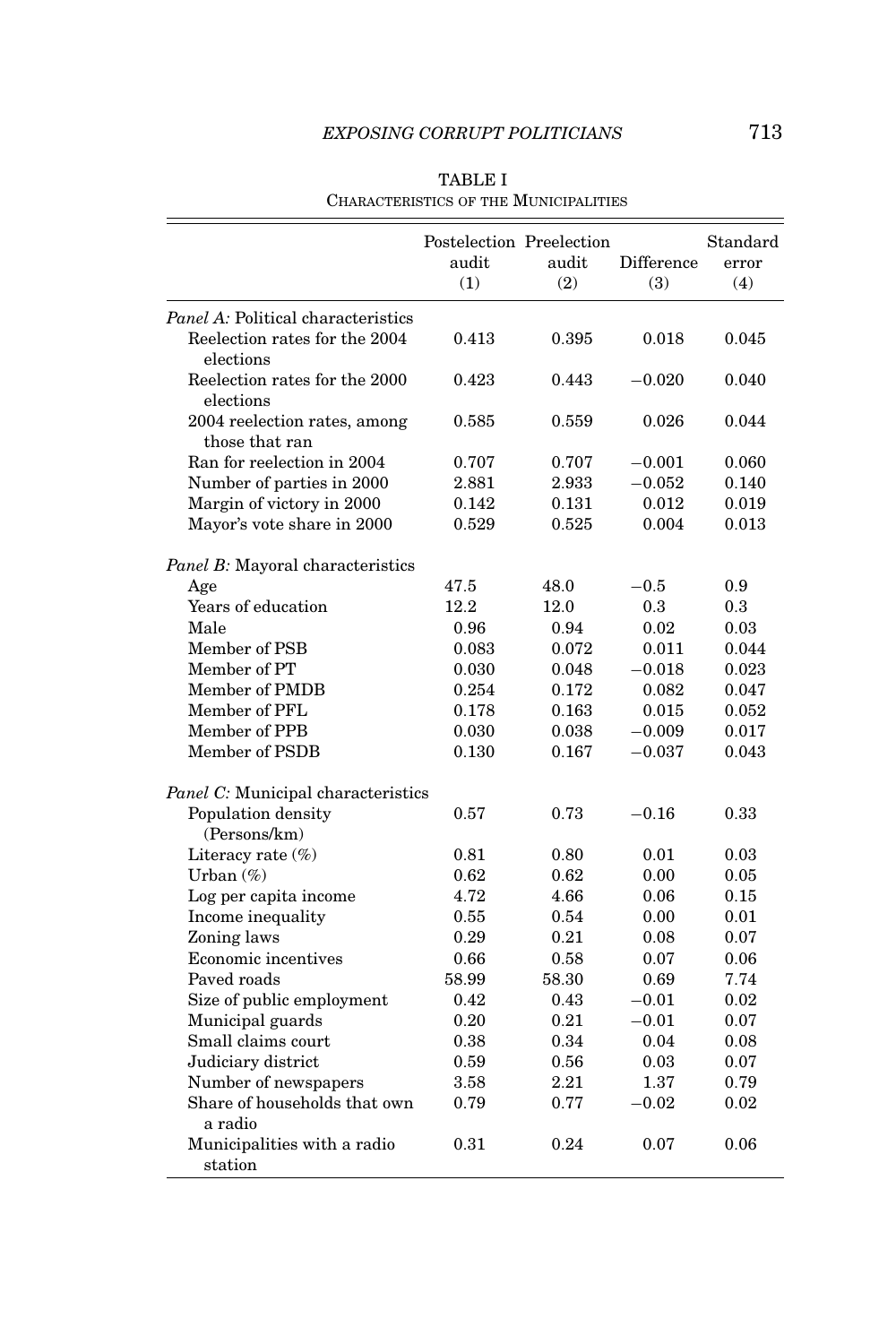TABLE I
CHARACTERISTICS OF THE MUNICIPALITIES

| | Postelection audit (1) | Preelection audit (2) | Difference (3) | Standard error (4) |
|---|---|---|---|---|
| *Panel A:* Political characteristics | | | | |
| Reelection rates for the 2004 elections | 0.413 | 0.395 | 0.018 | 0.045 |
| Reelection rates for the 2000 elections | 0.423 | 0.443 | −0.020 | 0.040 |
| 2004 reelection rates, among those that ran | 0.585 | 0.559 | 0.026 | 0.044 |
| Ran for reelection in 2004 | 0.707 | 0.707 | −0.001 | 0.060 |
| Number of parties in 2000 | 2.881 | 2.933 | −0.052 | 0.140 |
| Margin of victory in 2000 | 0.142 | 0.131 | 0.012 | 0.019 |
| Mayor's vote share in 2000 | 0.529 | 0.525 | 0.004 | 0.013 |
| *Panel B:* Mayoral characteristics | | | | |
| Age | 47.5 | 48.0 | −0.5 | 0.9 |
| Years of education | 12.2 | 12.0 | 0.3 | 0.3 |
| Male | 0.96 | 0.94 | 0.02 | 0.03 |
| Member of PSB | 0.083 | 0.072 | 0.011 | 0.044 |
| Member of PT | 0.030 | 0.048 | −0.018 | 0.023 |
| Member of PMDB | 0.254 | 0.172 | 0.082 | 0.047 |
| Member of PFL | 0.178 | 0.163 | 0.015 | 0.052 |
| Member of PPB | 0.030 | 0.038 | −0.009 | 0.017 |
| Member of PSDB | 0.130 | 0.167 | −0.037 | 0.043 |
| *Panel C:* Municipal characteristics | | | | |
| Population density (Persons/km) | 0.57 | 0.73 | −0.16 | 0.33 |
| Literacy rate (%) | 0.81 | 0.80 | 0.01 | 0.03 |
| Urban (%) | 0.62 | 0.62 | 0.00 | 0.05 |
| Log per capita income | 4.72 | 4.66 | 0.06 | 0.15 |
| Income inequality | 0.55 | 0.54 | 0.00 | 0.01 |
| Zoning laws | 0.29 | 0.21 | 0.08 | 0.07 |
| Economic incentives | 0.66 | 0.58 | 0.07 | 0.06 |
| Paved roads | 58.99 | 58.30 | 0.69 | 7.74 |
| Size of public employment | 0.42 | 0.43 | −0.01 | 0.02 |
| Municipal guards | 0.20 | 0.21 | −0.01 | 0.07 |
| Small claims court | 0.38 | 0.34 | 0.04 | 0.08 |
| Judiciary district | 0.59 | 0.56 | 0.03 | 0.07 |
| Number of newspapers | 3.58 | 2.21 | 1.37 | 0.79 |
| Share of households that own a radio | 0.79 | 0.77 | −0.02 | 0.02 |
| Municipalities with a radio station | 0.31 | 0.24 | 0.07 | 0.06 |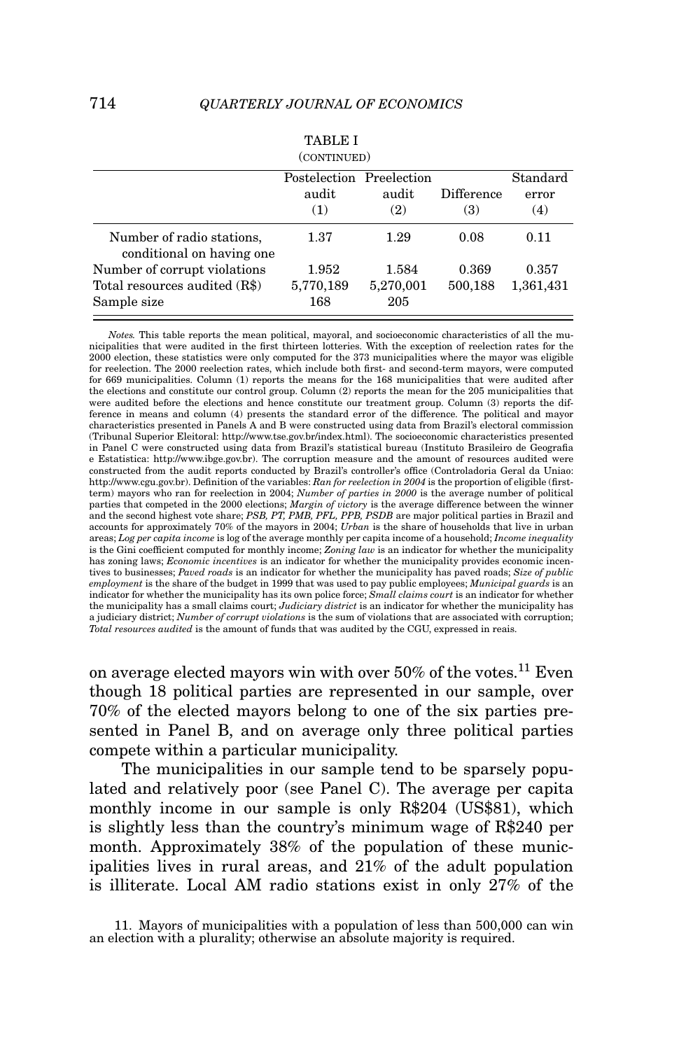TABLE I
(CONTINUED)

| | Postelection audit (1) | Preelection audit (2) | Difference (3) | Standard error (4) |
|---|---|---|---|---|
| Number of radio stations, conditional on having one | 1.37 | 1.29 | 0.08 | 0.11 |
| Number of corrupt violations | 1.952 | 1.584 | 0.369 | 0.357 |
| Total resources audited (R$) | 5,770,189 | 5,270,001 | 500,188 | 1,361,431 |
| Sample size | 168 | 205 | | |

*Notes.* This table reports the mean political, mayoral, and socioeconomic characteristics of all the municipalities that were audited in the first thirteen lotteries. With the exception of reelection rates for the 2000 election, these statistics were only computed for the 373 municipalities where the mayor was eligible for reelection. The 2000 reelection rates, which include both first- and second-term mayors, were computed for 669 municipalities. Column (1) reports the means for the 168 municipalities that were audited after the elections and constitute our control group. Column (2) reports the mean for the 205 municipalities that were audited before the elections and hence constitute our treatment group. Column (3) reports the difference in means and column (4) presents the standard error of the difference. The political and mayor characteristics presented in Panels A and B were constructed using data from Brazil's electoral commission (Tribunal Superior Eleitoral: http://www.tse.gov.br/index.html). The socioeconomic characteristics presented in Panel C were constructed using data from Brazil's statistical bureau (Instituto Brasileiro de Geografia e Estatistica: http://www.ibge.gov.br). The corruption measure and the amount of resources audited were constructed from the audit reports conducted by Brazil's controller's office (Controladoria Geral da Uniao: http://www.cgu.gov.br). Definition of the variables: *Ran for reelection in 2004* is the proportion of eligible (first-term) mayors who ran for reelection in 2004; *Number of parties in 2000* is the average number of political parties that competed in the 2000 elections; *Margin of victory* is the average difference between the winner and the second highest vote share; *PSB, PT, PMB, PFL, PPB, PSDB* are major political parties in Brazil and accounts for approximately 70% of the mayors in 2004; *Urban* is the share of households that live in urban areas; *Log per capita income* is log of the average monthly per capita income of a household; *Income inequality* is the Gini coefficient computed for monthly income; *Zoning law* is an indicator for whether the municipality has zoning laws; *Economic incentives* is an indicator for whether the municipality provides economic incentives to businesses; *Paved roads* is an indicator for whether the municipality has paved roads; *Size of public employment* is the share of the budget in 1999 that was used to pay public employees; *Municipal guards* is an indicator for whether the municipality has its own police force; *Small claims court* is an indicator for whether the municipality has a small claims court; *Judiciary district* is an indicator for whether the municipality has a judiciary district; *Number of corrupt violations* is the sum of violations that are associated with corruption; *Total resources audited* is the amount of funds that was audited by the CGU, expressed in reais.

on average elected mayors win with over 50% of the votes.[11] Even though 18 political parties are represented in our sample, over 70% of the elected mayors belong to one of the six parties presented in Panel B, and on average only three political parties compete within a particular municipality.

The municipalities in our sample tend to be sparsely populated and relatively poor (see Panel C). The average per capita monthly income in our sample is only R$204 (US$81), which is slightly less than the country's minimum wage of R$240 per month. Approximately 38% of the population of these municipalities lives in rural areas, and 21% of the adult population is illiterate. Local AM radio stations exist in only 27% of the

11. Mayors of municipalities with a population of less than 500,000 can win an election with a plurality; otherwise an absolute majority is required.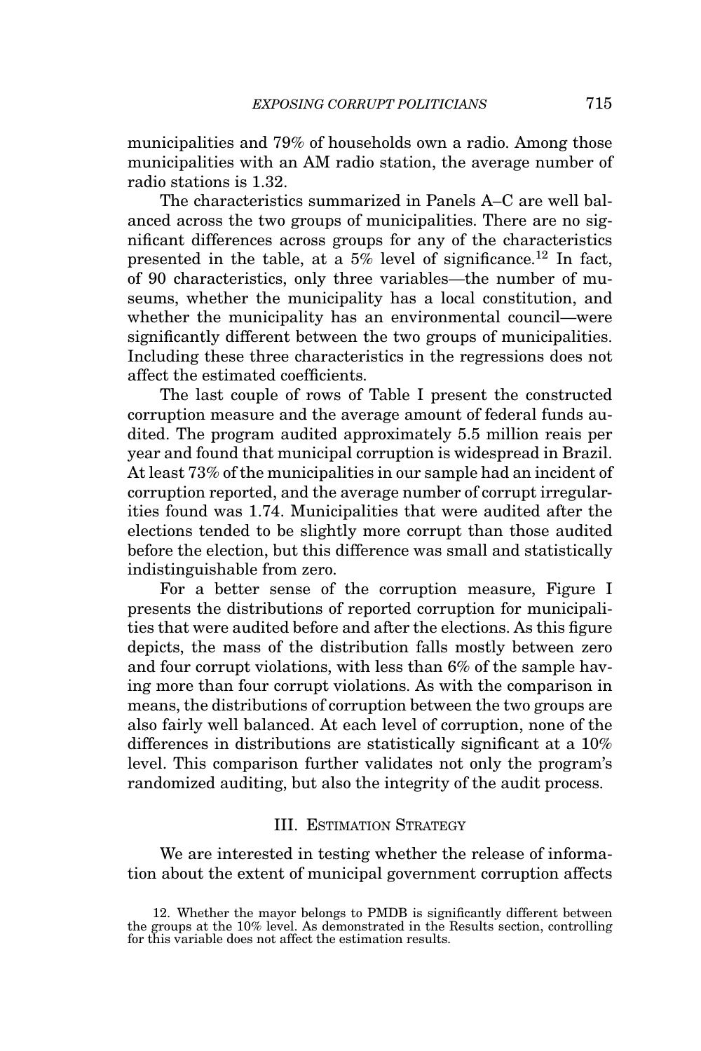municipalities and 79% of households own a radio. Among those municipalities with an AM radio station, the average number of radio stations is 1.32.

The characteristics summarized in Panels A–C are well balanced across the two groups of municipalities. There are no significant differences across groups for any of the characteristics presented in the table, at a 5% level of significance.[12] In fact, of 90 characteristics, only three variables—the number of museums, whether the municipality has a local constitution, and whether the municipality has an environmental council—were significantly different between the two groups of municipalities. Including these three characteristics in the regressions does not affect the estimated coefficients.

The last couple of rows of Table I present the constructed corruption measure and the average amount of federal funds audited. The program audited approximately 5.5 million reais per year and found that municipal corruption is widespread in Brazil. At least 73% of the municipalities in our sample had an incident of corruption reported, and the average number of corrupt irregularities found was 1.74. Municipalities that were audited after the elections tended to be slightly more corrupt than those audited before the election, but this difference was small and statistically indistinguishable from zero.

For a better sense of the corruption measure, Figure I presents the distributions of reported corruption for municipalities that were audited before and after the elections. As this figure depicts, the mass of the distribution falls mostly between zero and four corrupt violations, with less than 6% of the sample having more than four corrupt violations. As with the comparison in means, the distributions of corruption between the two groups are also fairly well balanced. At each level of corruption, none of the differences in distributions are statistically significant at a 10% level. This comparison further validates not only the program's randomized auditing, but also the integrity of the audit process.

## III. Estimation Strategy

We are interested in testing whether the release of information about the extent of municipal government corruption affects

12. Whether the mayor belongs to PMDB is significantly different between the groups at the 10% level. As demonstrated in the Results section, controlling for this variable does not affect the estimation results.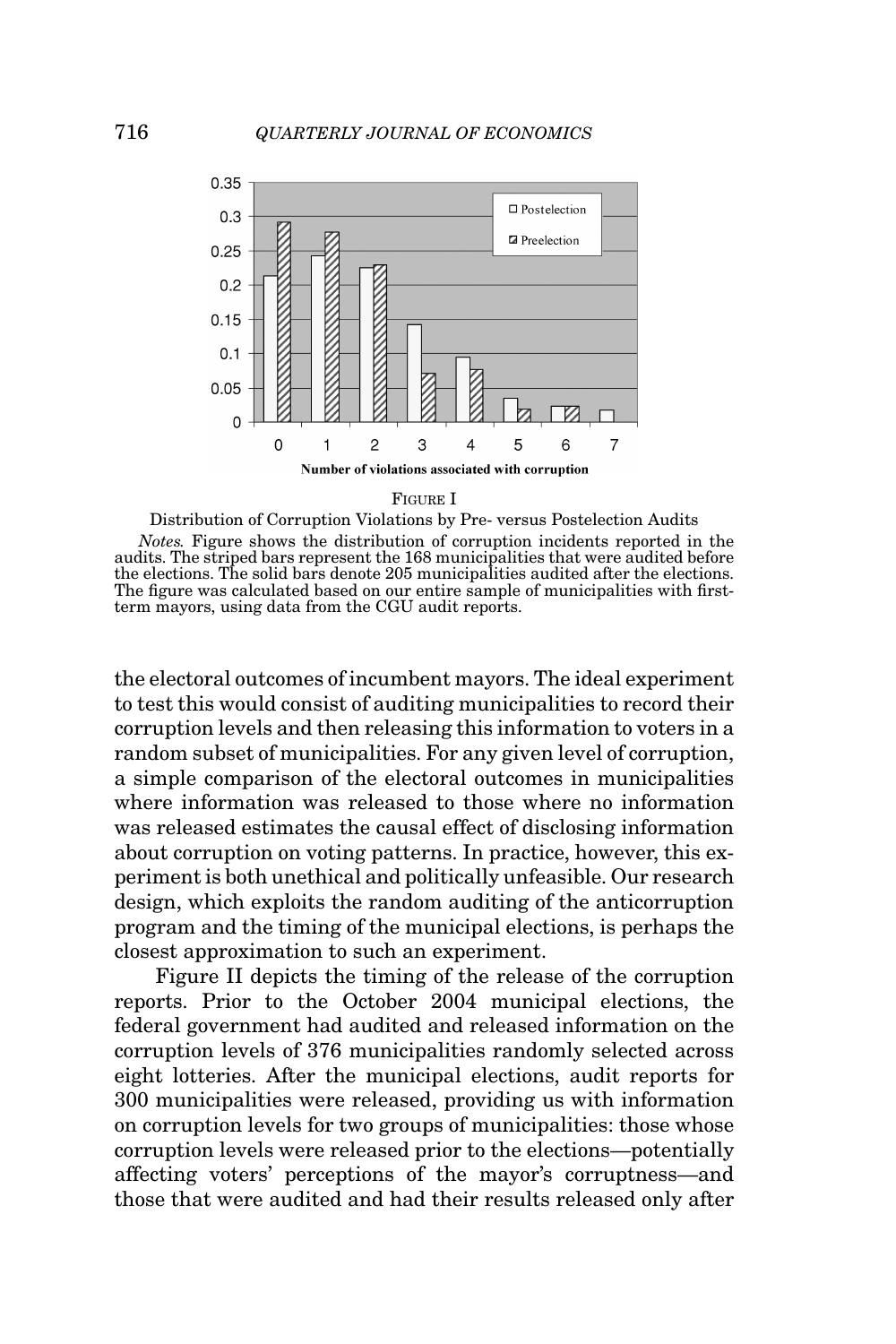FIGURE I

Distribution of Corruption Violations by Pre- versus Postelection Audits

*Notes.* Figure shows the distribution of corruption incidents reported in the audits. The striped bars represent the 168 municipalities that were audited before the elections. The solid bars denote 205 municipalities audited after the elections. The figure was calculated based on our entire sample of municipalities with first-term mayors, using data from the CGU audit reports.

the electoral outcomes of incumbent mayors. The ideal experiment to test this would consist of auditing municipalities to record their corruption levels and then releasing this information to voters in a random subset of municipalities. For any given level of corruption, a simple comparison of the electoral outcomes in municipalities where information was released to those where no information was released estimates the causal effect of disclosing information about corruption on voting patterns. In practice, however, this experiment is both unethical and politically unfeasible. Our research design, which exploits the random auditing of the anticorruption program and the timing of the municipal elections, is perhaps the closest approximation to such an experiment.

Figure II depicts the timing of the release of the corruption reports. Prior to the October 2004 municipal elections, the federal government had audited and released information on the corruption levels of 376 municipalities randomly selected across eight lotteries. After the municipal elections, audit reports for 300 municipalities were released, providing us with information on corruption levels for two groups of municipalities: those whose corruption levels were released prior to the elections—potentially affecting voters' perceptions of the mayor's corruptness—and those that were audited and had their results released only after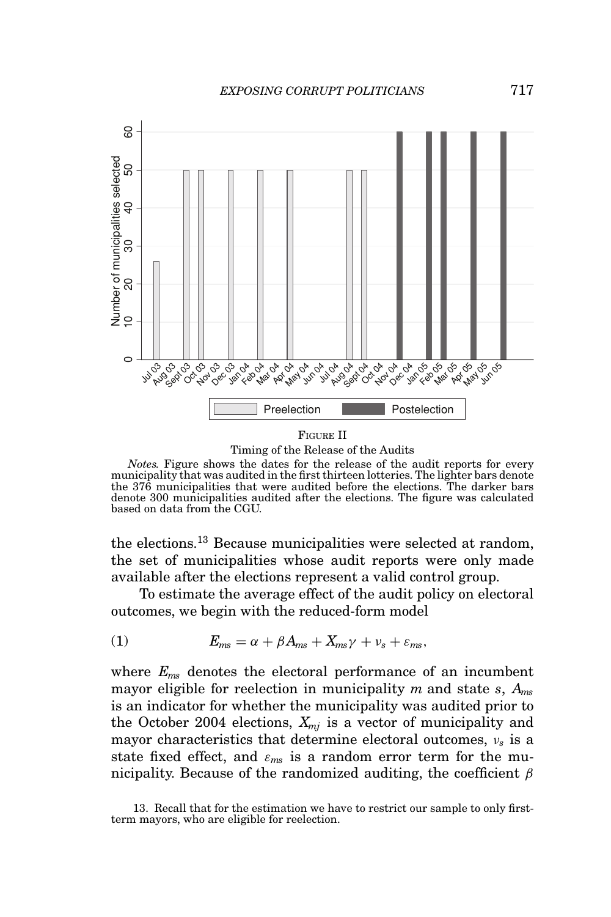FIGURE II

Timing of the Release of the Audits

*Notes.* Figure shows the dates for the release of the audit reports for every municipality that was audited in the first thirteen lotteries. The lighter bars denote the 376 municipalities that were audited before the elections. The darker bars denote 300 municipalities audited after the elections. The figure was calculated based on data from the CGU.

the elections.[13] Because municipalities were selected at random, the set of municipalities whose audit reports were only made available after the elections represent a valid control group.

To estimate the average effect of the audit policy on electoral outcomes, we begin with the reduced-form model

$$E_{ms} = \alpha + \beta A_{ms} + X_{ms}\gamma + \nu_s + \varepsilon_{ms}, \tag{1}$$

where $E_{ms}$ denotes the electoral performance of an incumbent mayor eligible for reelection in municipality $m$ and state $s$, $A_{ms}$ is an indicator for whether the municipality was audited prior to the October 2004 elections, $X_{mj}$ is a vector of municipality and mayor characteristics that determine electoral outcomes, $\nu_s$ is a state fixed effect, and $\varepsilon_{ms}$ is a random error term for the municipality. Because of the randomized auditing, the coefficient $\beta$

13. Recall that for the estimation we have to restrict our sample to only first-term mayors, who are eligible for reelection.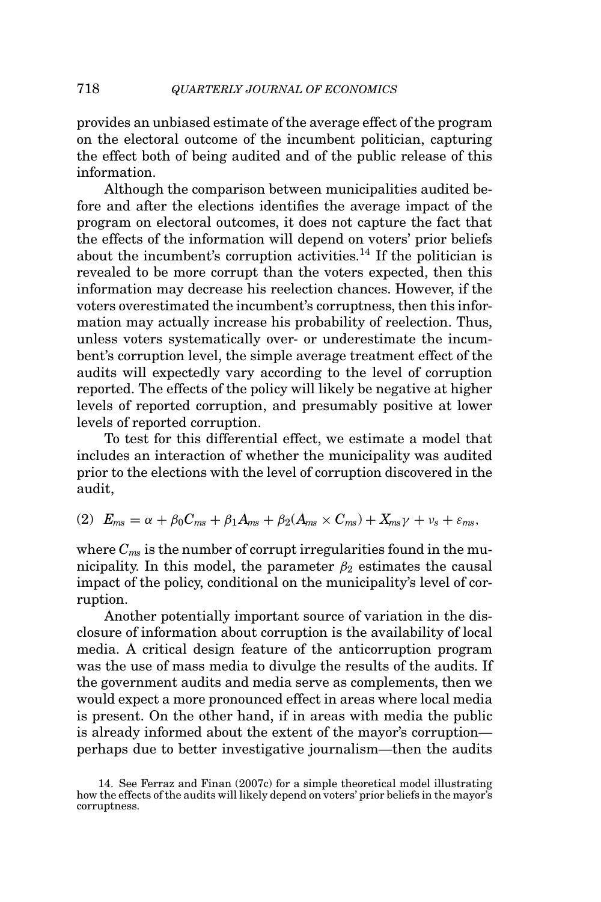provides an unbiased estimate of the average effect of the program on the electoral outcome of the incumbent politician, capturing the effect both of being audited and of the public release of this information.

Although the comparison between municipalities audited before and after the elections identifies the average impact of the program on electoral outcomes, it does not capture the fact that the effects of the information will depend on voters' prior beliefs about the incumbent's corruption activities.[14] If the politician is revealed to be more corrupt than the voters expected, then this information may decrease his reelection chances. However, if the voters overestimated the incumbent's corruptness, then this information may actually increase his probability of reelection. Thus, unless voters systematically over- or underestimate the incumbent's corruption level, the simple average treatment effect of the audits will expectedly vary according to the level of corruption reported. The effects of the policy will likely be negative at higher levels of reported corruption, and presumably positive at lower levels of reported corruption.

To test for this differential effect, we estimate a model that includes an interaction of whether the municipality was audited prior to the elections with the level of corruption discovered in the audit,

$$E_{ms} = \alpha + \beta_0 C_{ms} + \beta_1 A_{ms} + \beta_2 (A_{ms} \times C_{ms}) + X_{ms}\gamma + \nu_s + \varepsilon_{ms}, \quad (2)$$

where $C_{ms}$ is the number of corrupt irregularities found in the municipality. In this model, the parameter $\beta_2$ estimates the causal impact of the policy, conditional on the municipality's level of corruption.

Another potentially important source of variation in the disclosure of information about corruption is the availability of local media. A critical design feature of the anticorruption program was the use of mass media to divulge the results of the audits. If the government audits and media serve as complements, then we would expect a more pronounced effect in areas where local media is present. On the other hand, if in areas with media the public is already informed about the extent of the mayor's corruption—perhaps due to better investigative journalism—then the audits

14. See Ferraz and Finan (2007c) for a simple theoretical model illustrating how the effects of the audits will likely depend on voters' prior beliefs in the mayor's corruptness.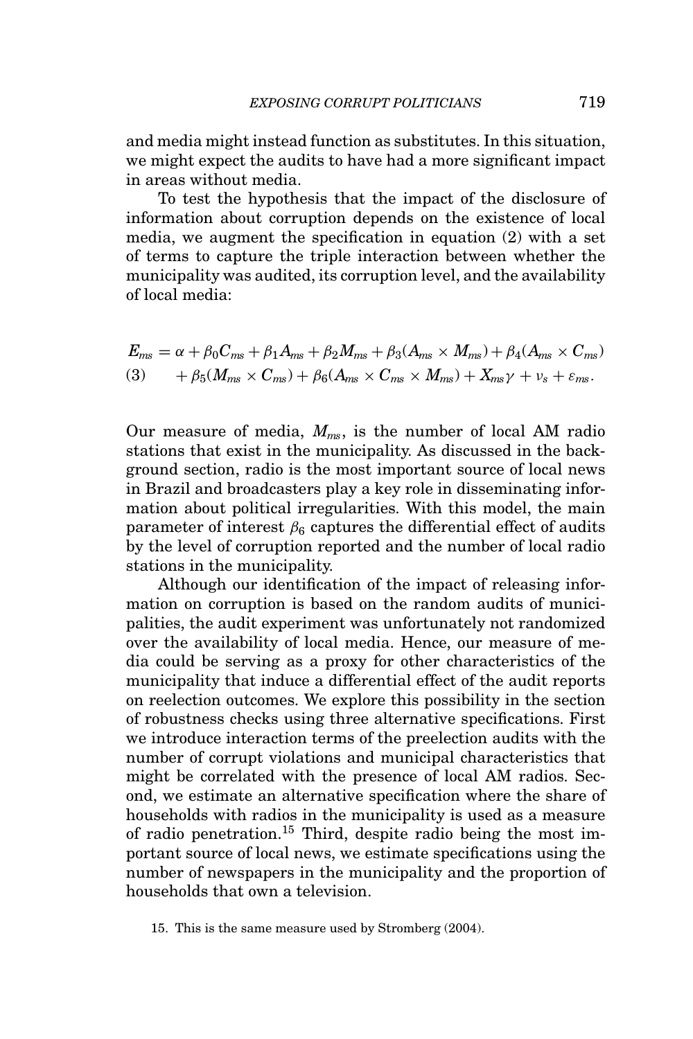and media might instead function as substitutes. In this situation, we might expect the audits to have had a more significant impact in areas without media.

To test the hypothesis that the impact of the disclosure of information about corruption depends on the existence of local media, we augment the specification in equation (2) with a set of terms to capture the triple interaction between whether the municipality was audited, its corruption level, and the availability of local media:

$$E_{ms} = \alpha + \beta_0 C_{ms} + \beta_1 A_{ms} + \beta_2 M_{ms} + \beta_3 (A_{ms} \times M_{ms}) + \beta_4 (A_{ms} \times C_{ms}) + \beta_5 (M_{ms} \times C_{ms}) + \beta_6 (A_{ms} \times C_{ms} \times M_{ms}) + X_{ms}\gamma + \nu_s + \varepsilon_{ms}. \tag{3}$$

Our measure of media, $M_{ms}$, is the number of local AM radio stations that exist in the municipality. As discussed in the background section, radio is the most important source of local news in Brazil and broadcasters play a key role in disseminating information about political irregularities. With this model, the main parameter of interest $\beta_6$ captures the differential effect of audits by the level of corruption reported and the number of local radio stations in the municipality.

Although our identification of the impact of releasing information on corruption is based on the random audits of municipalities, the audit experiment was unfortunately not randomized over the availability of local media. Hence, our measure of media could be serving as a proxy for other characteristics of the municipality that induce a differential effect of the audit reports on reelection outcomes. We explore this possibility in the section of robustness checks using three alternative specifications. First we introduce interaction terms of the preelection audits with the number of corrupt violations and municipal characteristics that might be correlated with the presence of local AM radios. Second, we estimate an alternative specification where the share of households with radios in the municipality is used as a measure of radio penetration.[15] Third, despite radio being the most important source of local news, we estimate specifications using the number of newspapers in the municipality and the proportion of households that own a television.

15. This is the same measure used by Stromberg (2004).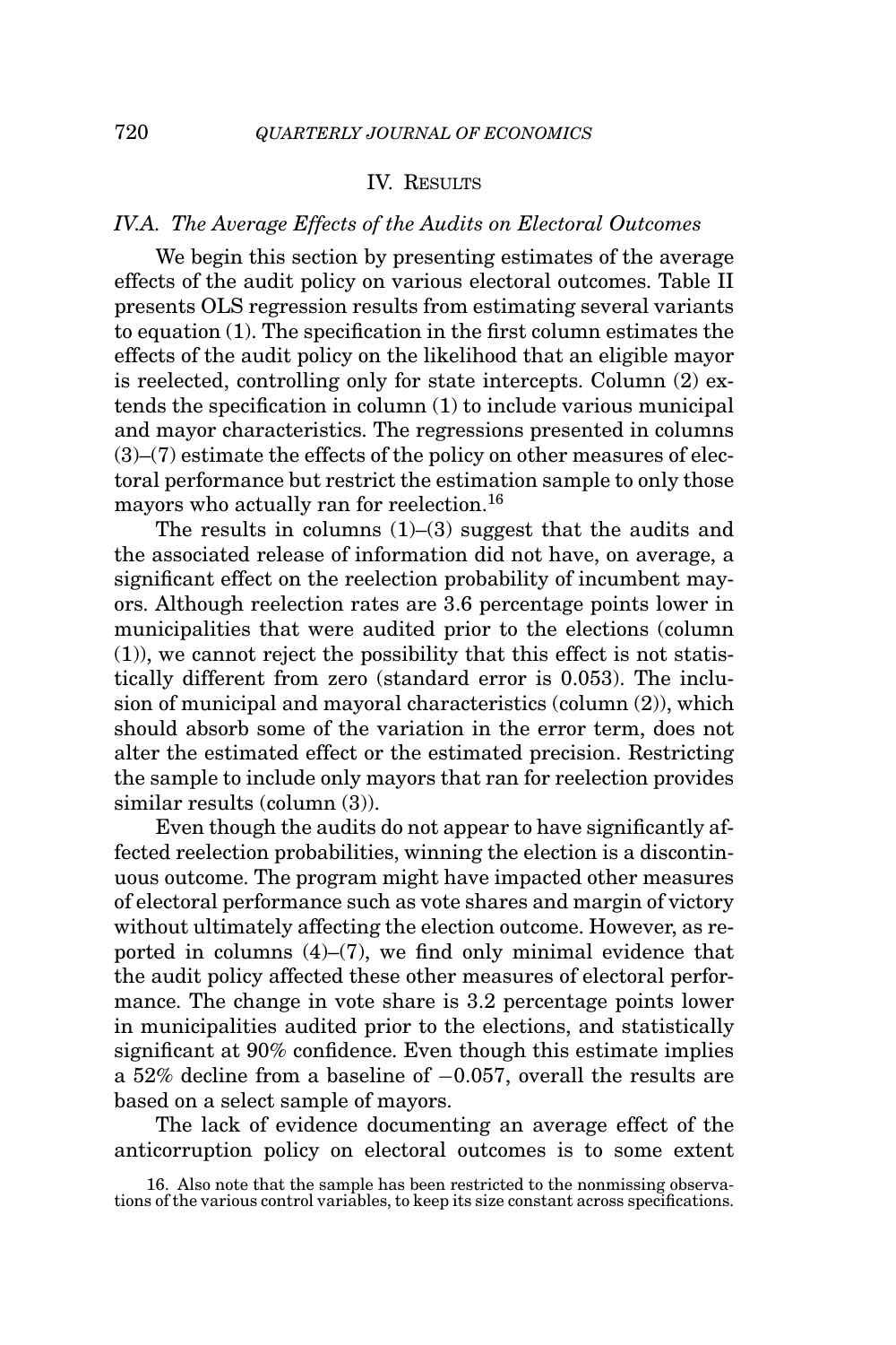## IV. Results

### IV.A. *The Average Effects of the Audits on Electoral Outcomes*

We begin this section by presenting estimates of the average effects of the audit policy on various electoral outcomes. Table II presents OLS regression results from estimating several variants to equation (1). The specification in the first column estimates the effects of the audit policy on the likelihood that an eligible mayor is reelected, controlling only for state intercepts. Column (2) extends the specification in column (1) to include various municipal and mayor characteristics. The regressions presented in columns (3)–(7) estimate the effects of the policy on other measures of electoral performance but restrict the estimation sample to only those mayors who actually ran for reelection.[16]

The results in columns (1)–(3) suggest that the audits and the associated release of information did not have, on average, a significant effect on the reelection probability of incumbent mayors. Although reelection rates are 3.6 percentage points lower in municipalities that were audited prior to the elections (column (1)), we cannot reject the possibility that this effect is not statistically different from zero (standard error is 0.053). The inclusion of municipal and mayoral characteristics (column (2)), which should absorb some of the variation in the error term, does not alter the estimated effect or the estimated precision. Restricting the sample to include only mayors that ran for reelection provides similar results (column (3)).

Even though the audits do not appear to have significantly affected reelection probabilities, winning the election is a discontinuous outcome. The program might have impacted other measures of electoral performance such as vote shares and margin of victory without ultimately affecting the election outcome. However, as reported in columns (4)–(7), we find only minimal evidence that the audit policy affected these other measures of electoral performance. The change in vote share is 3.2 percentage points lower in municipalities audited prior to the elections, and statistically significant at 90% confidence. Even though this estimate implies a 52% decline from a baseline of −0.057, overall the results are based on a select sample of mayors.

The lack of evidence documenting an average effect of the anticorruption policy on electoral outcomes is to some extent

16. Also note that the sample has been restricted to the nonmissing observations of the various control variables, to keep its size constant across specifications.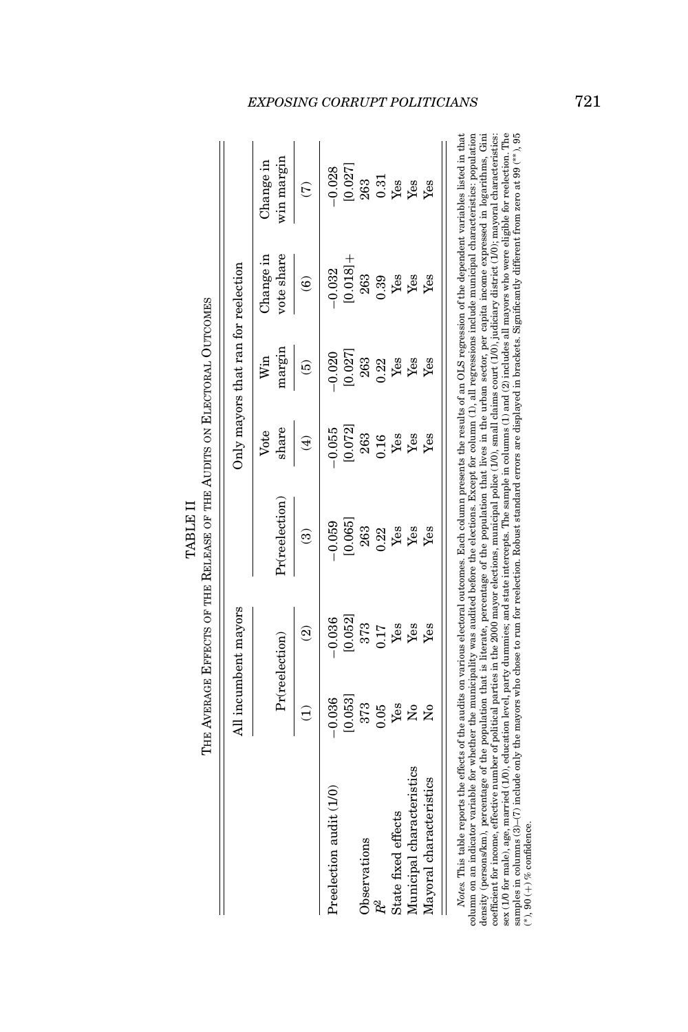TABLE II

THE AVERAGE EFFECTS OF THE RELEASE OF THE AUDITS ON ELECTORAL OUTCOMES

| | All incumbent mayors | | Only mayors that ran for reelection | | | | |
|---|---|---|---|---|---|---|---|
| | Pr(reelection) | | Pr(reelection) | Vote share | Win margin | Change in vote share | Change in win margin |
| | (1) | (2) | (3) | (4) | (5) | (6) | (7) |
| Preelection audit (1/0) | −0.036 | −0.036 | −0.059 | −0.055 | −0.020 | −0.032 | −0.028 |
| | [0.053] | [0.052] | [0.065] | [0.072] | [0.027] | [0.018]+ | [0.027] |
| Observations | 373 | 373 | 263 | 263 | 263 | 263 | 263 |
| $R^2$ | 0.05 | 0.17 | 0.22 | 0.16 | 0.22 | 0.39 | 0.31 |
| State fixed effects | Yes | Yes | Yes | Yes | Yes | Yes | Yes |
| Municipal characteristics | No | Yes | Yes | Yes | Yes | Yes | Yes |
| Mayoral characteristics | No | Yes | Yes | Yes | Yes | Yes | Yes |

*Notes.* This table reports the effects of the audits on various electoral outcomes. Each column presents the results of an OLS regression of the dependent variables listed in that column on an indicator variable for whether the municipality was audited before the elections. Except for column (1), all regressions include municipal characteristics: population density (persons/km), percentage of the population that is literate, percentage of the population that lives in the urban sector, per capita income expressed in logarithms, Gini coefficient for income, effective number of political parties in the 2000 mayor elections, municipal police (1/0), small claims court (1/0), judiciary district (1/0); mayoral characteristics: sex (1/0 for male), age, married (1/0), education level, party dummies; and state intercepts. The sample in columns (1) and (2) includes all mayors who were eligible for reelection. The samples in columns (3)–(7) include only the mayors who chose to run for reelection. Robust standard errors are displayed in brackets. Significantly different from zero at 99 (**), 95 (*), 90 (+) % confidence.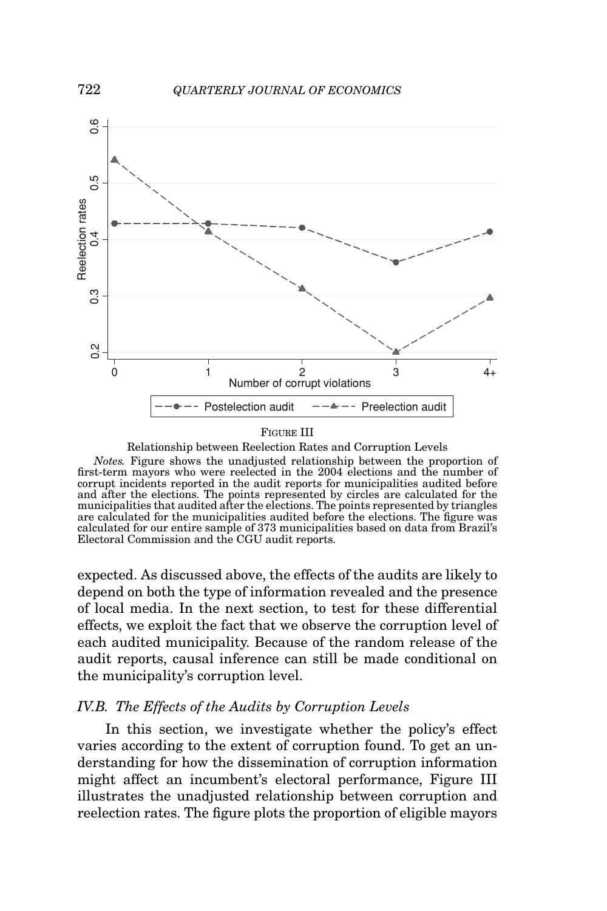FIGURE III

Relationship between Reelection Rates and Corruption Levels

*Notes.* Figure shows the unadjusted relationship between the proportion of first-term mayors who were reelected in the 2004 elections and the number of corrupt incidents reported in the audit reports for municipalities audited before and after the elections. The points represented by circles are calculated for the municipalities that audited after the elections. The points represented by triangles are calculated for the municipalities audited before the elections. The figure was calculated for our entire sample of 373 municipalities based on data from Brazil's Electoral Commission and the CGU audit reports.

expected. As discussed above, the effects of the audits are likely to depend on both the type of information revealed and the presence of local media. In the next section, to test for these differential effects, we exploit the fact that we observe the corruption level of each audited municipality. Because of the random release of the audit reports, causal inference can still be made conditional on the municipality's corruption level.

### *IV.B. The Effects of the Audits by Corruption Levels*

In this section, we investigate whether the policy's effect varies according to the extent of corruption found. To get an understanding for how the dissemination of corruption information might affect an incumbent's electoral performance, Figure III illustrates the unadjusted relationship between corruption and reelection rates. The figure plots the proportion of eligible mayors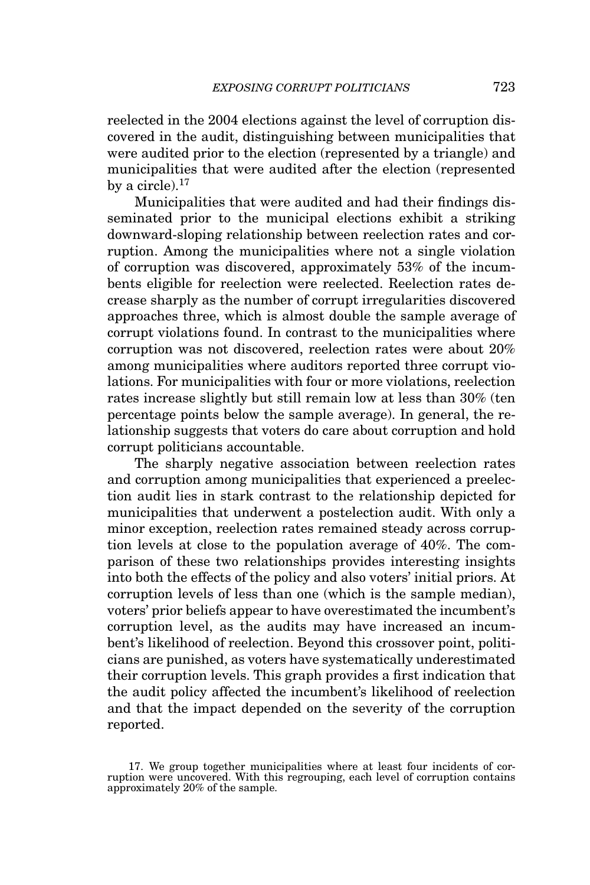reelected in the 2004 elections against the level of corruption discovered in the audit, distinguishing between municipalities that were audited prior to the election (represented by a triangle) and municipalities that were audited after the election (represented by a circle).[17]

Municipalities that were audited and had their findings disseminated prior to the municipal elections exhibit a striking downward-sloping relationship between reelection rates and corruption. Among the municipalities where not a single violation of corruption was discovered, approximately 53% of the incumbents eligible for reelection were reelected. Reelection rates decrease sharply as the number of corrupt irregularities discovered approaches three, which is almost double the sample average of corrupt violations found. In contrast to the municipalities where corruption was not discovered, reelection rates were about 20% among municipalities where auditors reported three corrupt violations. For municipalities with four or more violations, reelection rates increase slightly but still remain low at less than 30% (ten percentage points below the sample average). In general, the relationship suggests that voters do care about corruption and hold corrupt politicians accountable.

The sharply negative association between reelection rates and corruption among municipalities that experienced a preelection audit lies in stark contrast to the relationship depicted for municipalities that underwent a postelection audit. With only a minor exception, reelection rates remained steady across corruption levels at close to the population average of 40%. The comparison of these two relationships provides interesting insights into both the effects of the policy and also voters' initial priors. At corruption levels of less than one (which is the sample median), voters' prior beliefs appear to have overestimated the incumbent's corruption level, as the audits may have increased an incumbent's likelihood of reelection. Beyond this crossover point, politicians are punished, as voters have systematically underestimated their corruption levels. This graph provides a first indication that the audit policy affected the incumbent's likelihood of reelection and that the impact depended on the severity of the corruption reported.

17. We group together municipalities where at least four incidents of corruption were uncovered. With this regrouping, each level of corruption contains approximately 20% of the sample.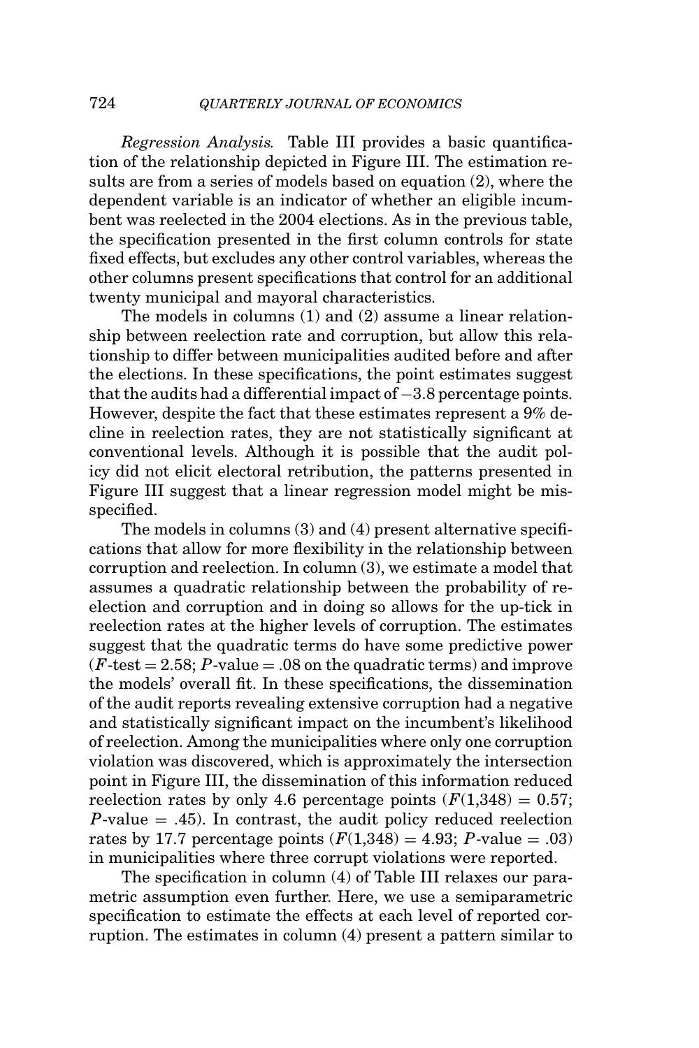*Regression Analysis.* Table III provides a basic quantification of the relationship depicted in Figure III. The estimation results are from a series of models based on equation (2), where the dependent variable is an indicator of whether an eligible incumbent was reelected in the 2004 elections. As in the previous table, the specification presented in the first column controls for state fixed effects, but excludes any other control variables, whereas the other columns present specifications that control for an additional twenty municipal and mayoral characteristics.

The models in columns (1) and (2) assume a linear relationship between reelection rate and corruption, but allow this relationship to differ between municipalities audited before and after the elections. In these specifications, the point estimates suggest that the audits had a differential impact of −3.8 percentage points. However, despite the fact that these estimates represent a 9% decline in reelection rates, they are not statistically significant at conventional levels. Although it is possible that the audit policy did not elicit electoral retribution, the patterns presented in Figure III suggest that a linear regression model might be misspecified.

The models in columns (3) and (4) present alternative specifications that allow for more flexibility in the relationship between corruption and reelection. In column (3), we estimate a model that assumes a quadratic relationship between the probability of reelection and corruption and in doing so allows for the up-tick in reelection rates at the higher levels of corruption. The estimates suggest that the quadratic terms do have some predictive power ($F$-test = 2.58; $P$-value = .08 on the quadratic terms) and improve the models' overall fit. In these specifications, the dissemination of the audit reports revealing extensive corruption had a negative and statistically significant impact on the incumbent's likelihood of reelection. Among the municipalities where only one corruption violation was discovered, which is approximately the intersection point in Figure III, the dissemination of this information reduced reelection rates by only 4.6 percentage points ($F(1{,}348) = 0.57$; $P$-value = .45). In contrast, the audit policy reduced reelection rates by 17.7 percentage points ($F(1{,}348) = 4.93$; $P$-value = .03) in municipalities where three corrupt violations were reported.

The specification in column (4) of Table III relaxes our parametric assumption even further. Here, we use a semiparametric specification to estimate the effects at each level of reported corruption. The estimates in column (4) present a pattern similar to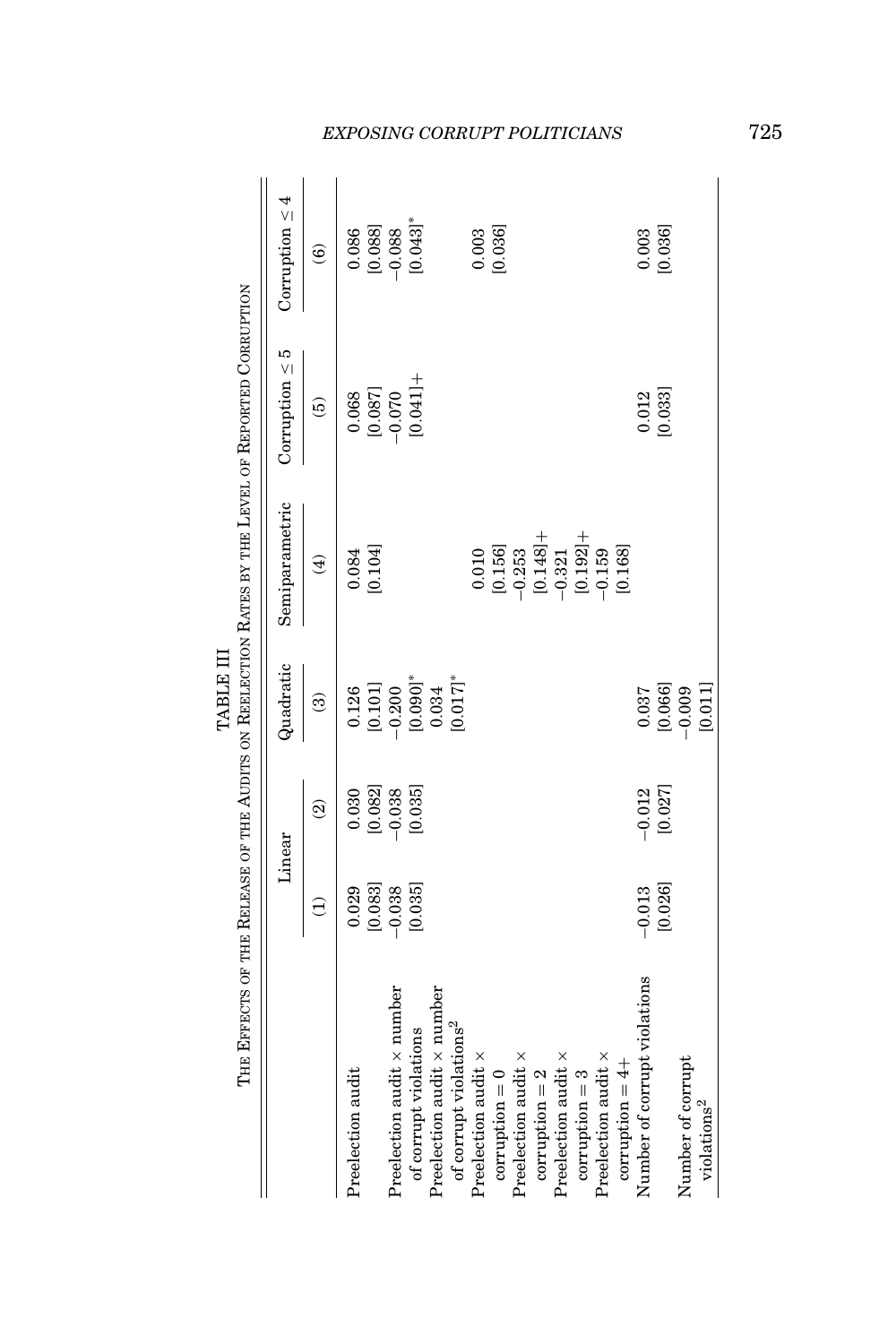TABLE III

THE EFFECTS OF THE RELEASE OF THE AUDITS ON REELECTION RATES BY THE LEVEL OF REPORTED CORRUPTION

| | Linear | | Quadratic | Semiparametric | Corruption ≤ 5 | Corruption ≤ 4 |
|---|---|---|---|---|---|---|
| | (1) | (2) | (3) | (4) | (5) | (6) |
| Preelection audit | 0.029 | 0.030 | 0.126 | 0.084 | 0.068 | 0.086 |
| | [0.083] | [0.082] | [0.101] | [0.104] | [0.087] | [0.088] |
| Preelection audit × number of corrupt violations | −0.038 | −0.038 | −0.200 | | −0.070 | −0.088 |
| | [0.035] | [0.035] | [0.090]* | | [0.041]+ | [0.043]* |
| Preelection audit × number of corrupt violations$^2$ | | | 0.034 | | | |
| | | | [0.017]* | | | |
| Preelection audit × corruption = 0 | | | | 0.010 | | 0.003 |
| | | | | [0.156] | | [0.036] |
| Preelection audit × corruption = 2 | | | | −0.253 | | |
| | | | | [0.148]+ | | |
| Preelection audit × corruption = 3 | | | | −0.321 | | |
| | | | | [0.192]+ | | |
| Preelection audit × corruption = 4+ | | | | −0.159 | | |
| | | | | [0.168] | | |
| Number of corrupt violations | −0.013 | −0.012 | 0.037 | | 0.012 | 0.003 |
| | [0.026] | [0.027] | [0.066] | | [0.033] | [0.036] |
| Number of corrupt violations$^2$ | | | −0.009 | | | |
| | | | [0.011] | | | |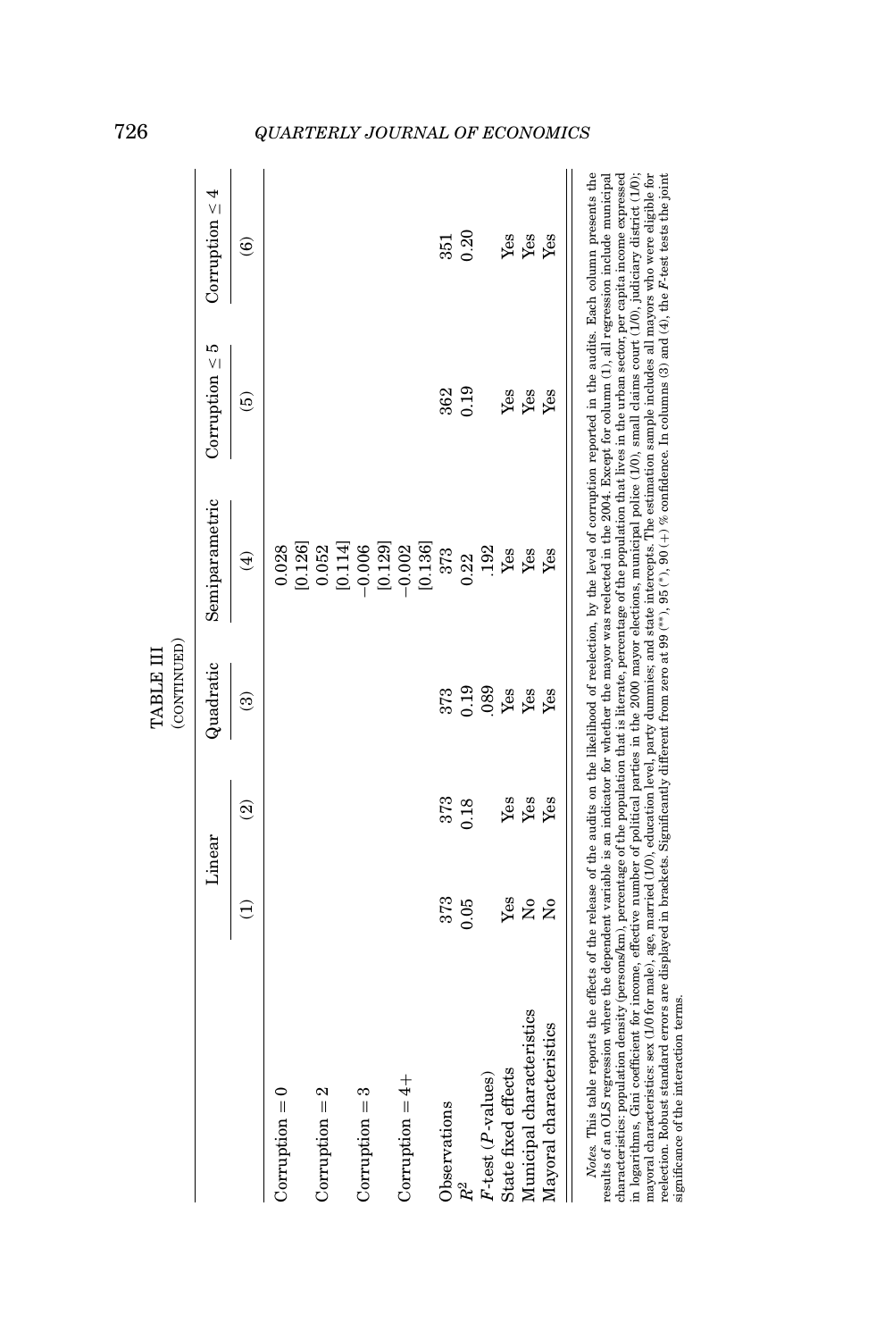TABLE III
(CONTINUED)

| | Linear | | Quadratic | Semiparametric | Corruption ≤ 5 | Corruption ≤ 4 |
|---|---|---|---|---|---|---|
| | (1) | (2) | (3) | (4) | (5) | (6) |
| Corruption = 0 | | | | 0.028 | | |
| | | | | [0.126] | | |
| Corruption = 2 | | | | 0.052 | | |
| | | | | [0.114] | | |
| Corruption = 3 | | | | −0.006 | | |
| | | | | [0.129] | | |
| Corruption = 4+ | | | | −0.002 | | |
| | | | | [0.136] | | |
| Observations | 373 | 373 | 373 | 373 | 362 | 351 |
| $R^2$ | 0.05 | 0.18 | 0.19 | 0.22 | 0.19 | 0.20 |
| $F$-test ($P$-values) | | | .089 | .192 | | |
| State fixed effects | Yes | Yes | Yes | Yes | Yes | Yes |
| Municipal characteristics | No | Yes | Yes | Yes | Yes | Yes |
| Mayoral characteristics | No | Yes | Yes | Yes | Yes | Yes |

*Notes.* This table reports the effects of the release of the audits on the likelihood of reelection, by the level of corruption reported in the audits. Each column presents the results of an OLS regression where the dependent variable is an indicator for whether the mayor was reelected in the 2004. Except for column (1), all regression include municipal characteristics: population density (persons/km), percentage of the population that is literate, percentage of the population that lives in the urban sector, per capita income expressed in logarithms, Gini coefficient for income, effective number of political parties in the 2000 mayor elections, municipal police (1/0), small claims court (1/0), judiciary district (1/0); mayoral characteristics: sex (1/0 for male), age, married (1/0), education level, party dummies; and state intercepts. The estimation sample includes all mayors who were eligible for reelection. Robust standard errors are displayed in brackets. Significantly different from zero at 99 (**), 95 (*), 90 (+) % confidence. In columns (3) and (4), the $F$-test tests the joint significance of the interaction terms.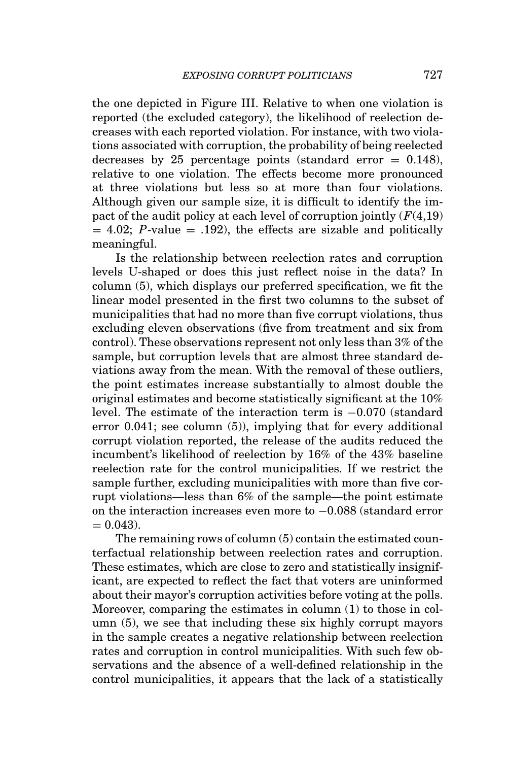the one depicted in Figure III. Relative to when one violation is reported (the excluded category), the likelihood of reelection decreases with each reported violation. For instance, with two violations associated with corruption, the probability of being reelected decreases by 25 percentage points (standard error = 0.148), relative to one violation. The effects become more pronounced at three violations but less so at more than four violations. Although given our sample size, it is difficult to identify the impact of the audit policy at each level of corruption jointly ($F(4,19) = 4.02$; $P$-value = .192), the effects are sizable and politically meaningful.

Is the relationship between reelection rates and corruption levels U-shaped or does this just reflect noise in the data? In column (5), which displays our preferred specification, we fit the linear model presented in the first two columns to the subset of municipalities that had no more than five corrupt violations, thus excluding eleven observations (five from treatment and six from control). These observations represent not only less than 3% of the sample, but corruption levels that are almost three standard deviations away from the mean. With the removal of these outliers, the point estimates increase substantially to almost double the original estimates and become statistically significant at the 10% level. The estimate of the interaction term is −0.070 (standard error 0.041; see column (5)), implying that for every additional corrupt violation reported, the release of the audits reduced the incumbent's likelihood of reelection by 16% of the 43% baseline reelection rate for the control municipalities. If we restrict the sample further, excluding municipalities with more than five corrupt violations—less than 6% of the sample—the point estimate on the interaction increases even more to −0.088 (standard error = 0.043).

The remaining rows of column (5) contain the estimated counterfactual relationship between reelection rates and corruption. These estimates, which are close to zero and statistically insignificant, are expected to reflect the fact that voters are uninformed about their mayor's corruption activities before voting at the polls. Moreover, comparing the estimates in column (1) to those in column (5), we see that including these six highly corrupt mayors in the sample creates a negative relationship between reelection rates and corruption in control municipalities. With such few observations and the absence of a well-defined relationship in the control municipalities, it appears that the lack of a statistically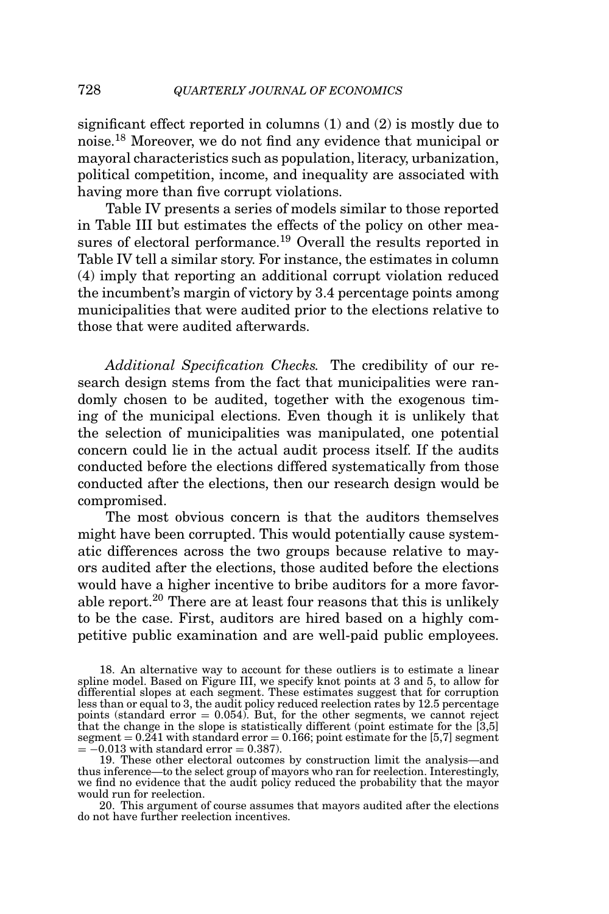significant effect reported in columns (1) and (2) is mostly due to noise.[18] Moreover, we do not find any evidence that municipal or mayoral characteristics such as population, literacy, urbanization, political competition, income, and inequality are associated with having more than five corrupt violations.

Table IV presents a series of models similar to those reported in Table III but estimates the effects of the policy on other measures of electoral performance.[19] Overall the results reported in Table IV tell a similar story. For instance, the estimates in column (4) imply that reporting an additional corrupt violation reduced the incumbent's margin of victory by 3.4 percentage points among municipalities that were audited prior to the elections relative to those that were audited afterwards.

*Additional Specification Checks.* The credibility of our research design stems from the fact that municipalities were randomly chosen to be audited, together with the exogenous timing of the municipal elections. Even though it is unlikely that the selection of municipalities was manipulated, one potential concern could lie in the actual audit process itself. If the audits conducted before the elections differed systematically from those conducted after the elections, then our research design would be compromised.

The most obvious concern is that the auditors themselves might have been corrupted. This would potentially cause systematic differences across the two groups because relative to mayors audited after the elections, those audited before the elections would have a higher incentive to bribe auditors for a more favorable report.[20] There are at least four reasons that this is unlikely to be the case. First, auditors are hired based on a highly competitive public examination and are well-paid public employees.

18. An alternative way to account for these outliers is to estimate a linear spline model. Based on Figure III, we specify knot points at 3 and 5, to allow for differential slopes at each segment. These estimates suggest that for corruption less than or equal to 3, the audit policy reduced reelection rates by 12.5 percentage points (standard error = 0.054). But, for the other segments, we cannot reject that the change in the slope is statistically different (point estimate for the [3,5] segment = 0.241 with standard error = 0.166; point estimate for the [5,7] segment = −0.013 with standard error = 0.387).

19. These other electoral outcomes by construction limit the analysis—and thus inference—to the select group of mayors who ran for reelection. Interestingly, we find no evidence that the audit policy reduced the probability that the mayor would run for reelection.

20. This argument of course assumes that mayors audited after the elections do not have further reelection incentives.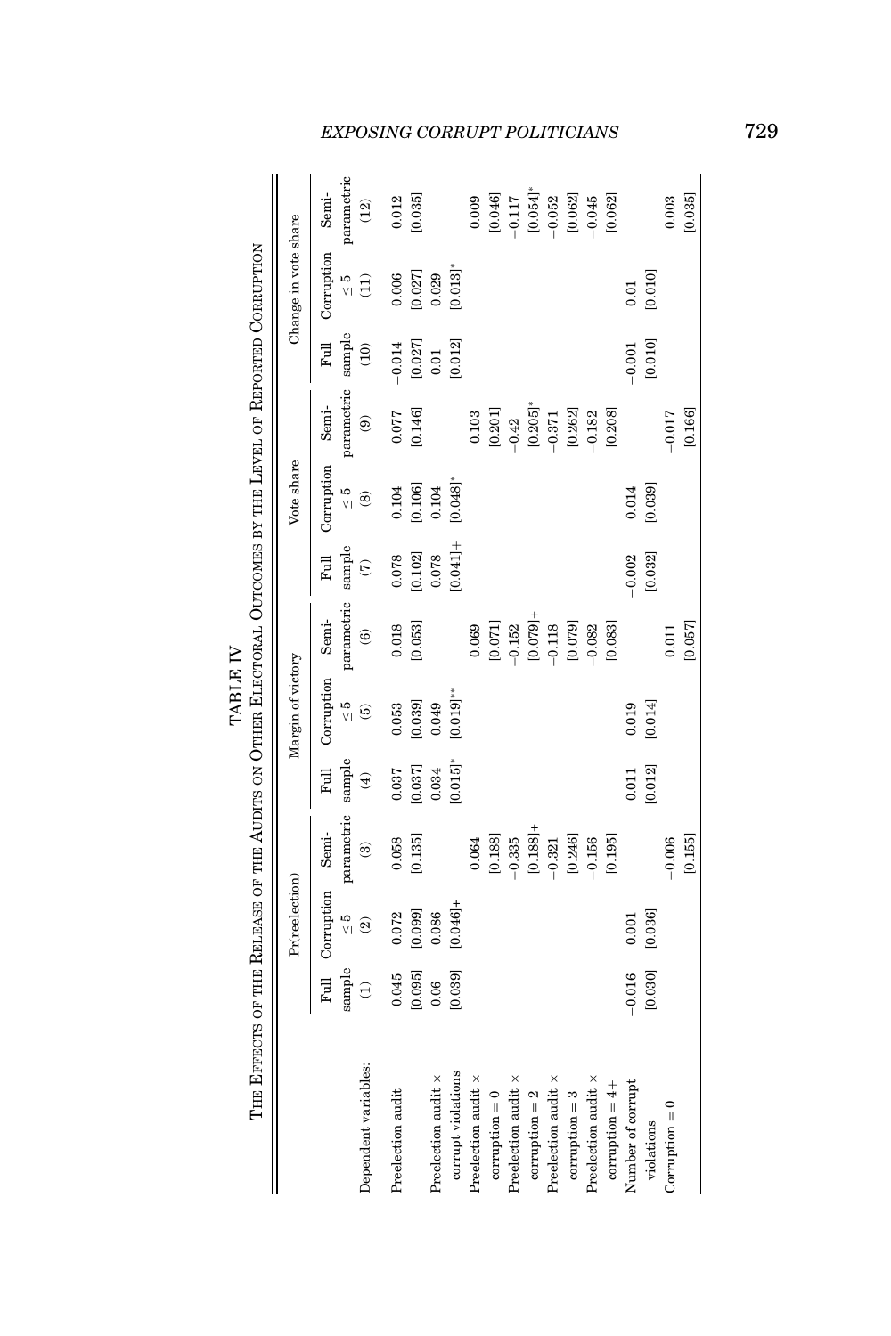# TABLE IV

The Effects of the Release of the Audits on Other Electoral Outcomes by the Level of Reported Corruption

| Dependent variables: | Pr(reelection) | | | Margin of victory | | | Vote share | | | Change in vote share | | |
|---|---|---|---|---|---|---|---|---|---|---|---|---|
| | Full sample | Corruption ≤ 5 | Semi-parametric | Full sample | Corruption ≤ 5 | Semi-parametric | Full sample | Corruption ≤ 5 | Semi-parametric | Full sample | Corruption ≤ 5 | Semi-parametric |
| | (1) | (2) | (3) | (4) | (5) | (6) | (7) | (8) | (9) | (10) | (11) | (12) |
| Preelection audit | 0.045 | 0.072 | 0.058 | 0.037 | 0.053 | 0.018 | 0.078 | 0.104 | 0.077 | −0.014 | 0.006 | 0.012 |
| | [0.095] | [0.099] | [0.135] | [0.037] | [0.039] | [0.053] | [0.102] | [0.106] | [0.146] | [0.027] | [0.027] | [0.035] |
| Preelection audit × corrupt violations | −0.06 | −0.086 | | −0.034 | −0.049 | | −0.078 | −0.104 | | −0.01 | −0.029 | |
| | [0.039] | [0.046]+ | | [0.015]* | [0.019]** | | [0.041]+ | [0.048]* | | [0.012] | [0.013]* | |
| Preelection audit × corruption = 0 | | | 0.064 | | | 0.069 | | | 0.103 | | | 0.009 |
| | | | [0.188] | | | [0.071] | | | [0.201] | | | [0.046] |
| Preelection audit × corruption = 2 | | | −0.335 | | | −0.152 | | | −0.42 | | | −0.117 |
| | | | [0.188]+ | | | [0.079]+ | | | [0.205]* | | | [0.054]* |
| Preelection audit × corruption = 3 | | | −0.321 | | | −0.118 | | | −0.371 | | | −0.052 |
| | | | [0.246] | | | [0.079] | | | [0.262] | | | [0.062] |
| Preelection audit × corruption = 4+ | | | −0.156 | | | −0.082 | | | −0.182 | | | −0.045 |
| | | | [0.195] | | | [0.083] | | | [0.208] | | | [0.062] |
| Number of corrupt violations | −0.016 | 0.001 | | 0.011 | 0.019 | | −0.002 | 0.014 | | −0.001 | 0.01 | |
| | [0.030] | [0.036] | | [0.012] | [0.014] | | [0.032] | [0.039] | | [0.010] | [0.010] | |
| Corruption = 0 | | | −0.006 | | | 0.011 | | | −0.017 | | | 0.003 |
| | | | [0.155] | | | [0.057] | | | [0.166] | | | [0.035] |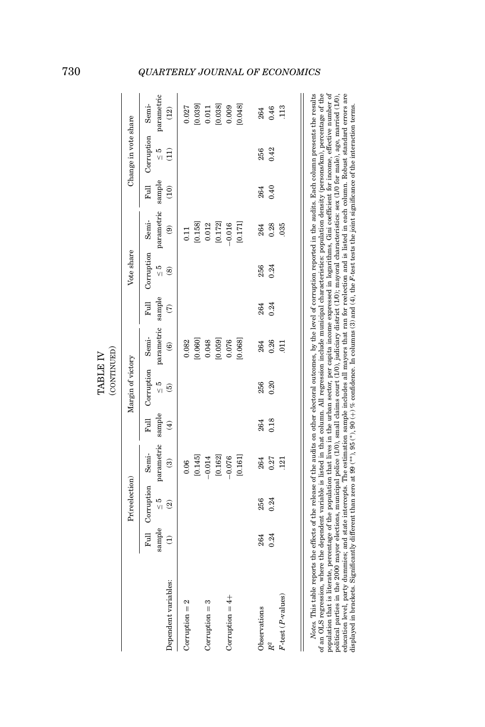# TABLE IV
(CONTINUED)

| Dependent variables: | Pr(reelection) Full sample (1) | Pr(reelection) Corruption ≤ 5 (2) | Pr(reelection) Semi-parametric (3) | Margin of victory Full sample (4) | Margin of victory Corruption ≤ 5 (5) | Margin of victory Semi-parametric (6) | Vote share Full sample (7) | Vote share Corruption ≤ 5 (8) | Vote share Semi-parametric (9) | Change in vote share Full sample (10) | Change in vote share Corruption ≤ 5 (11) | Change in vote share Semi-parametric (12) |
|---|---|---|---|---|---|---|---|---|---|---|---|---|
| Corruption = 2 | | | 0.06 | | | 0.082 | | | 0.11 | | | 0.027 |
| | | | [0.145] | | | [0.060] | | | [0.158] | | | [0.039] |
| Corruption = 3 | | | −0.014 | | | 0.048 | | | 0.012 | | | 0.011 |
| | | | [0.162] | | | [0.059] | | | [0.172] | | | [0.038] |
| Corruption = 4+ | | | −0.076 | | | 0.076 | | | −0.016 | | | 0.009 |
| | | | [0.161] | | | [0.068] | | | [0.171] | | | [0.048] |
| Observations | 264 | 256 | 264 | 264 | 256 | 264 | 264 | 256 | 264 | 264 | 256 | 264 |
| $R^2$ | 0.24 | 0.24 | 0.27 | 0.18 | 0.20 | 0.26 | 0.24 | 0.24 | 0.28 | 0.40 | 0.42 | 0.46 |
| $F$-test ($P$-values) | | | .121 | | | .011 | | | .035 | | | .113 |

*Notes.* This table reports the effects of the release of the audits on other electoral outcomes, by the level of corruption reported in the audits. Each column presents the results of an OLS regression, where the dependent variable is listed in that column. All regression include municipal characteristics: population density (persons/km), percentage of the population that is literate, percentage of the population that lives in the urban sector, per capita income expressed in logarithms, Gini coefficient for income, effective number of political parties in the 2000 mayor elections, municipal police (1/0), small claims court (1/0), judiciary district (1/0); mayoral characteristics: sex (1/0 for male), age, married (1/0), education level, party dummies; and state intercepts. The estimation sample includes all mayors that ran for reelection and is listed in each column. Robust standard errors are displayed in brackets. Significantly different than zero at 99 (**), 95 (*), 90 (+) % confidence. In columns (3) and (4), the $F$-test tests the joint significance of the interaction terms.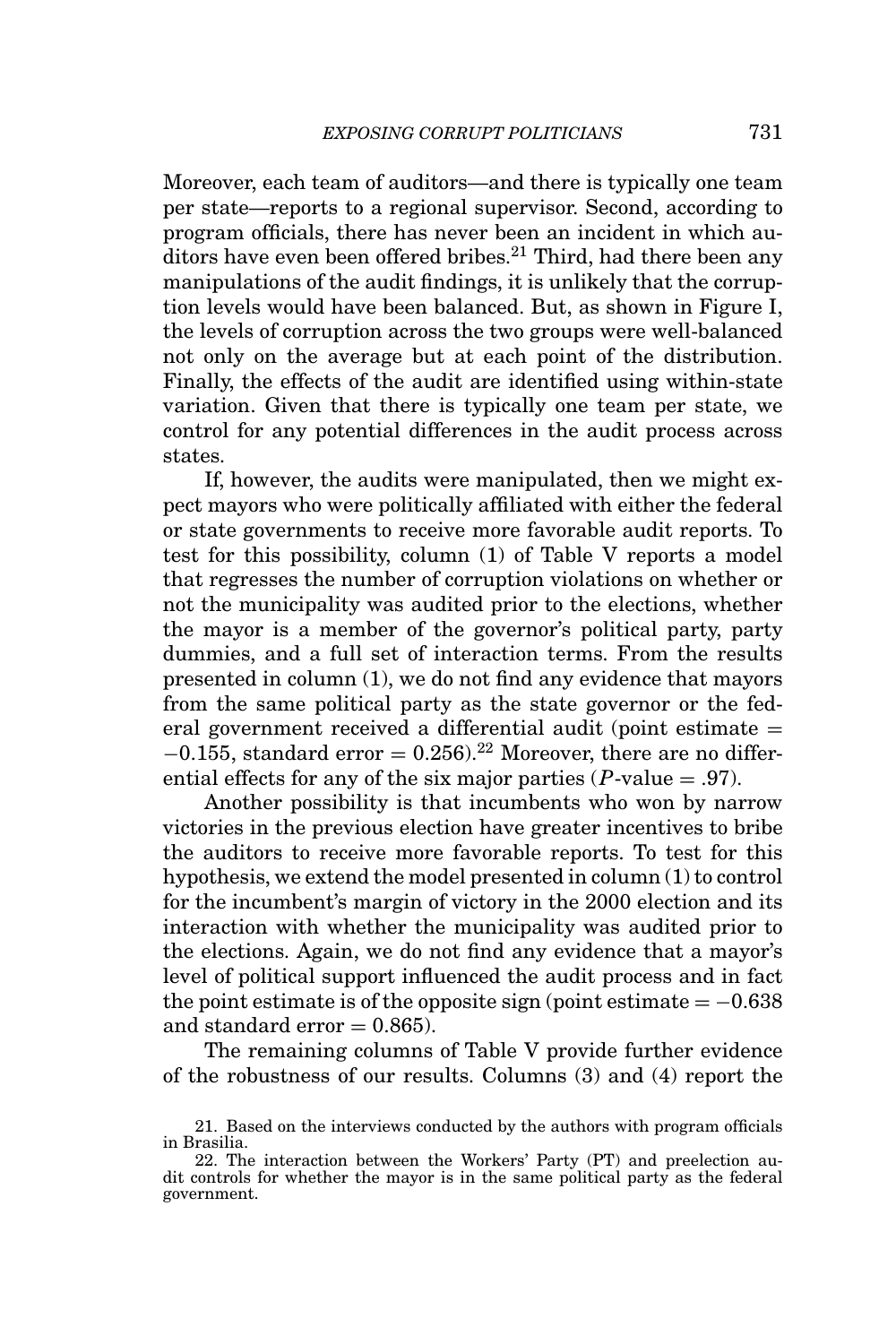Moreover, each team of auditors—and there is typically one team per state—reports to a regional supervisor. Second, according to program officials, there has never been an incident in which auditors have even been offered bribes.[21] Third, had there been any manipulations of the audit findings, it is unlikely that the corruption levels would have been balanced. But, as shown in Figure I, the levels of corruption across the two groups were well-balanced not only on the average but at each point of the distribution. Finally, the effects of the audit are identified using within-state variation. Given that there is typically one team per state, we control for any potential differences in the audit process across states.

If, however, the audits were manipulated, then we might expect mayors who were politically affiliated with either the federal or state governments to receive more favorable audit reports. To test for this possibility, column (1) of Table V reports a model that regresses the number of corruption violations on whether or not the municipality was audited prior to the elections, whether the mayor is a member of the governor's political party, party dummies, and a full set of interaction terms. From the results presented in column (1), we do not find any evidence that mayors from the same political party as the state governor or the federal government received a differential audit (point estimate = −0.155, standard error = 0.256).[22] Moreover, there are no differential effects for any of the six major parties ($P$-value = .97).

Another possibility is that incumbents who won by narrow victories in the previous election have greater incentives to bribe the auditors to receive more favorable reports. To test for this hypothesis, we extend the model presented in column (1) to control for the incumbent's margin of victory in the 2000 election and its interaction with whether the municipality was audited prior to the elections. Again, we do not find any evidence that a mayor's level of political support influenced the audit process and in fact the point estimate is of the opposite sign (point estimate = −0.638 and standard error = 0.865).

The remaining columns of Table V provide further evidence of the robustness of our results. Columns (3) and (4) report the

21. Based on the interviews conducted by the authors with program officials in Brasilia.

22. The interaction between the Workers' Party (PT) and preelection audit controls for whether the mayor is in the same political party as the federal government.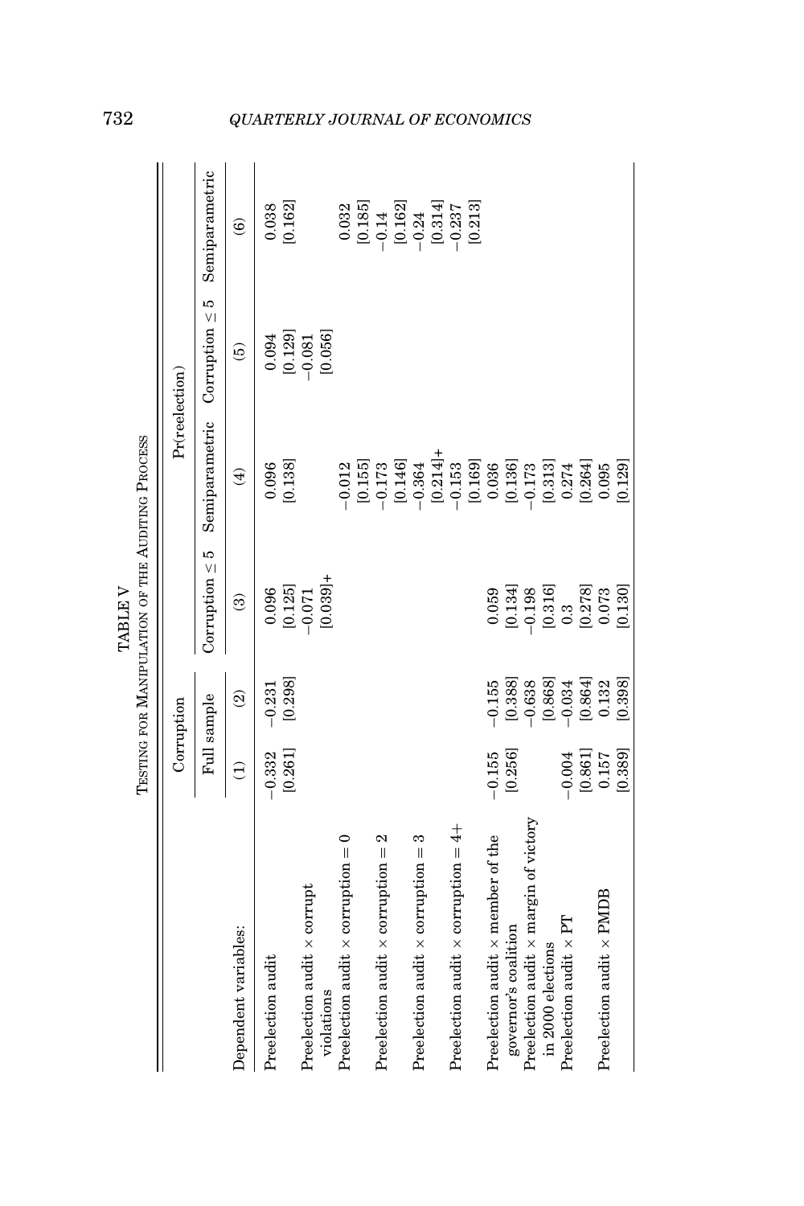TABLE V

TESTING FOR MANIPULATION OF THE AUDITING PROCESS

| | Corruption | | Pr(reelection) | | | |
|---|---|---|---|---|---|---|
| | Full sample | | Corruption ≤ 5 | Semiparametric | Corruption ≤ 5 | Semiparametric |
| Dependent variables: | (1) | (2) | (3) | (4) | (5) | (6) |
| Preelection audit | −0.332 | −0.231 | 0.096 | 0.096 | 0.094 | 0.038 |
| | [0.261] | [0.298] | [0.125] | [0.138] | [0.129] | [0.162] |
| Preelection audit × corrupt violations | | | −0.071 | | −0.081 | |
| | | | [0.039]+ | | [0.056] | |
| Preelection audit × corruption = 0 | | | | −0.012 | | 0.032 |
| | | | | [0.155] | | [0.185] |
| Preelection audit × corruption = 2 | | | | −0.173 | | −0.14 |
| | | | | [0.146] | | [0.162] |
| Preelection audit × corruption = 3 | | | | −0.364 | | −0.24 |
| | | | | [0.214]+ | | [0.314] |
| Preelection audit × corruption = 4+ | | | | −0.153 | | −0.237 |
| | | | | [0.169] | | [0.213] |
| Preelection audit × member of the governor's coalition | −0.155 | −0.155 | 0.059 | 0.036 | | |
| | [0.256] | [0.388] | [0.134] | [0.136] | | |
| Preelection audit × margin of victory in 2000 elections | | −0.638 | −0.198 | −0.173 | | |
| | | [0.868] | [0.316] | [0.313] | | |
| Preelection audit × PT | −0.004 | −0.034 | 0.3 | 0.274 | | |
| | [0.861] | [0.864] | [0.278] | [0.264] | | |
| Preelection audit × PMDB | 0.157 | 0.132 | 0.073 | 0.095 | | |
| | [0.389] | [0.398] | [0.130] | [0.129] | | |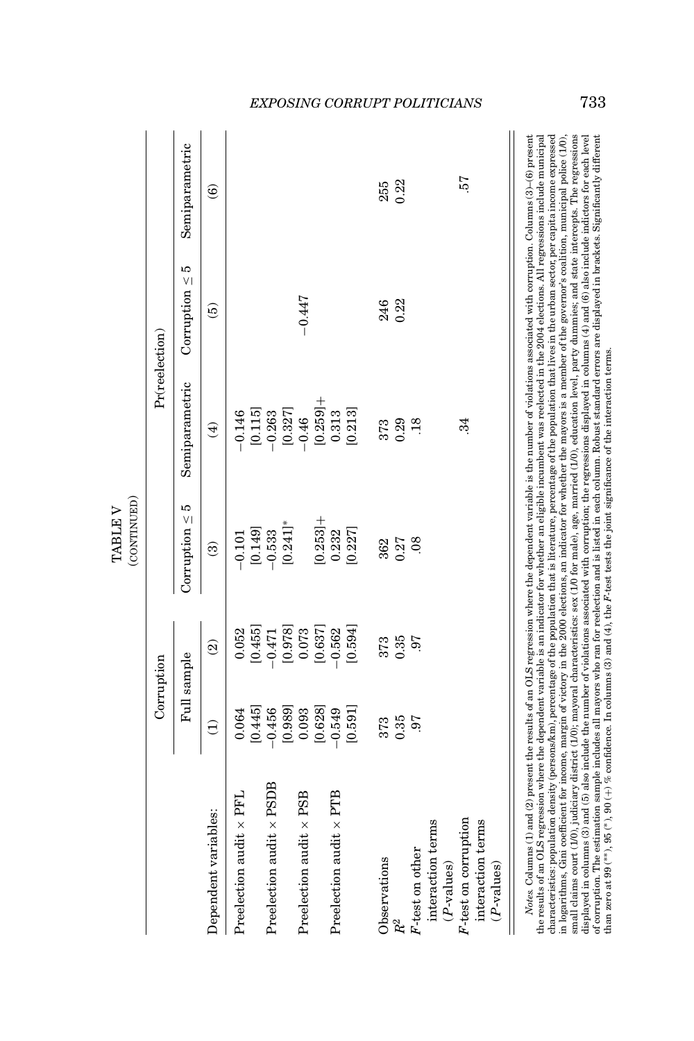TABLE V
(CONTINUED)

| Dependent variables: | Corruption | | Pr(reelection) | | | |
|---|---|---|---|---|---|---|
| | Full sample | | Corruption ≤ 5 | Semiparametric | Corruption ≤ 5 | Semiparametric |
| | (1) | (2) | (3) | (4) | (5) | (6) |
| Preelection audit × PFL | 0.064 | 0.052 | −0.101 | −0.146 | | |
| | [0.445] | [0.455] | [0.149] | [0.115] | | |
| Preelection audit × PSDB | −0.456 | −0.471 | −0.533 | −0.263 | | |
| | [0.989] | [0.978] | [0.241]* | [0.327] | | |
| Preelection audit × PSB | 0.093 | 0.073 | | −0.46 | −0.447 | |
| | [0.628] | [0.637] | [0.253]+ | [0.259]+ | | |
| Preelection audit × PTB | −0.549 | −0.562 | 0.232 | 0.313 | | |
| | [0.591] | [0.594] | [0.227] | [0.213] | | |
| Observations | 373 | 373 | 362 | 373 | 246 | 255 |
| $R^2$ | 0.35 | 0.35 | 0.27 | 0.29 | 0.22 | 0.22 |
| $F$-test on other interaction terms ($P$-values) | .97 | .97 | .08 | .18 | | |
| $F$-test on corruption interaction terms ($P$-values) | | | | .34 | | .57 |

*Notes.* Columns (1) and (2) present the results of an OLS regression where the dependent variable is the number of violations associated with corruption. Columns (3)–(6) present the results of an OLS regression where the dependent variable is an indicator for whether an eligible incumbent was reelected in the 2004 elections. All regressions include municipal characteristics: population density (persons/km), percentage of the population that is literature, percentage of the population that lives in the urban sector, per capita income expressed in logarithms, Gini coefficient for income, margin of victory in the 2000 elections, an indicator for whether the mayors is a member of the governor's coalition, municipal police (1/0), small claims court (1/0), judiciary district (1/0); mayoral characteristics: sex (1/0 for male), age, married (1/0), education level, party dummies; and state intercepts. The regressions displayed in columns (3) and (5) also include the number of violations associated with corruption; the regressions displayed in columns (4) and (6) also include indictors for each level of corruption. The estimation sample includes all mayors who ran for reelection and is listed in each column. Robust standard errors are displayed in brackets. Significantly different than zero at 99 (**), 95 (*), 90 (+) % confidence. In columns (3) and (4), the $F$-test tests the joint significance of the interaction terms.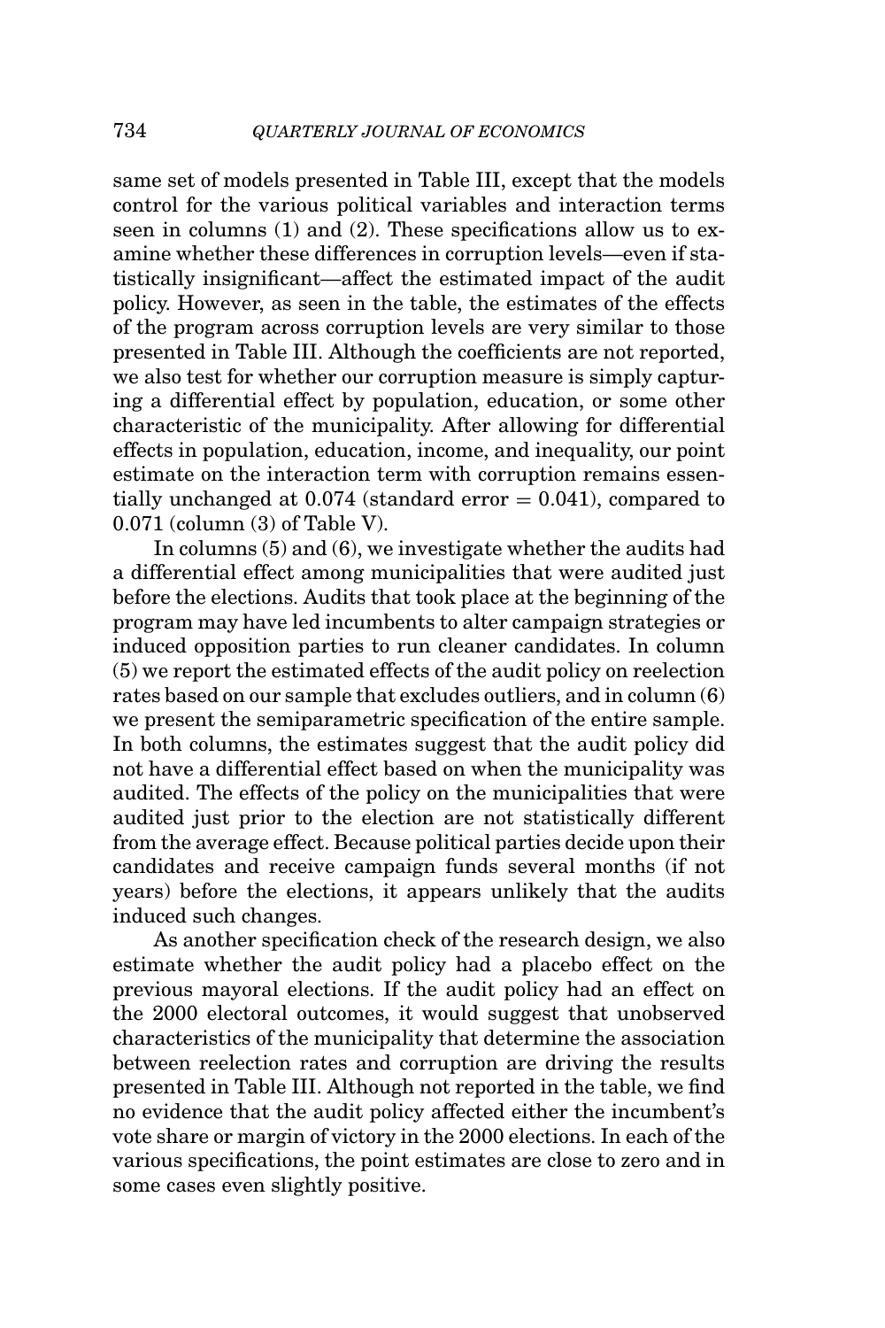same set of models presented in Table III, except that the models control for the various political variables and interaction terms seen in columns (1) and (2). These specifications allow us to examine whether these differences in corruption levels—even if statistically insignificant—affect the estimated impact of the audit policy. However, as seen in the table, the estimates of the effects of the program across corruption levels are very similar to those presented in Table III. Although the coefficients are not reported, we also test for whether our corruption measure is simply capturing a differential effect by population, education, or some other characteristic of the municipality. After allowing for differential effects in population, education, income, and inequality, our point estimate on the interaction term with corruption remains essentially unchanged at 0.074 (standard error = 0.041), compared to 0.071 (column (3) of Table V).

In columns (5) and (6), we investigate whether the audits had a differential effect among municipalities that were audited just before the elections. Audits that took place at the beginning of the program may have led incumbents to alter campaign strategies or induced opposition parties to run cleaner candidates. In column (5) we report the estimated effects of the audit policy on reelection rates based on our sample that excludes outliers, and in column (6) we present the semiparametric specification of the entire sample. In both columns, the estimates suggest that the audit policy did not have a differential effect based on when the municipality was audited. The effects of the policy on the municipalities that were audited just prior to the election are not statistically different from the average effect. Because political parties decide upon their candidates and receive campaign funds several months (if not years) before the elections, it appears unlikely that the audits induced such changes.

As another specification check of the research design, we also estimate whether the audit policy had a placebo effect on the previous mayoral elections. If the audit policy had an effect on the 2000 electoral outcomes, it would suggest that unobserved characteristics of the municipality that determine the association between reelection rates and corruption are driving the results presented in Table III. Although not reported in the table, we find no evidence that the audit policy affected either the incumbent's vote share or margin of victory in the 2000 elections. In each of the various specifications, the point estimates are close to zero and in some cases even slightly positive.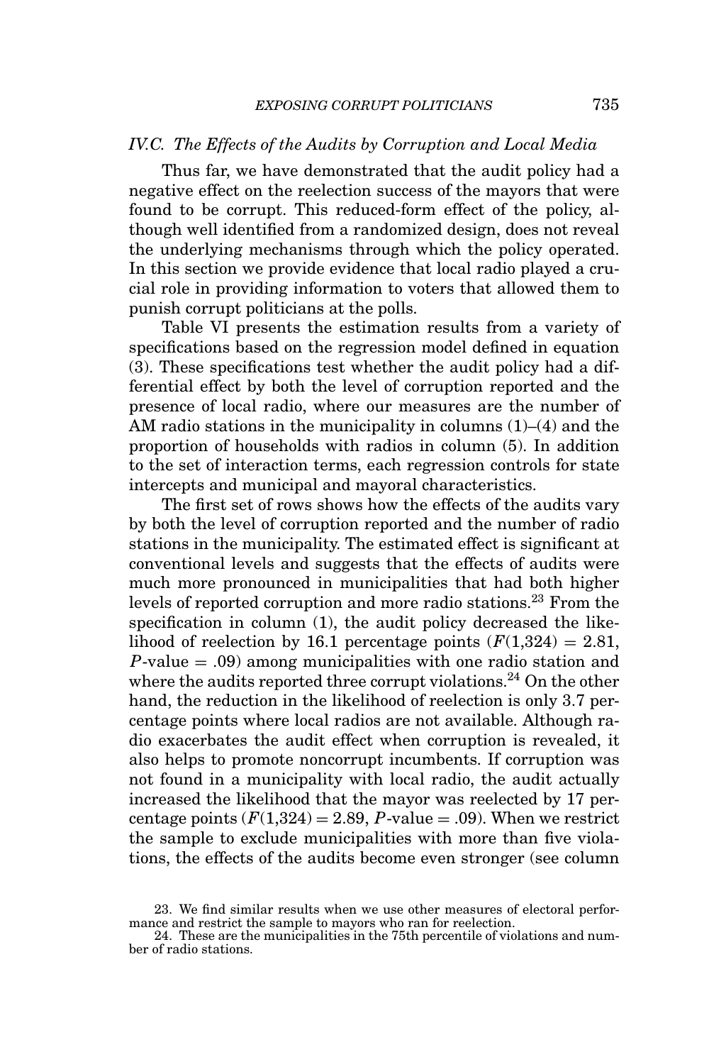### IV.C. The Effects of the Audits by Corruption and Local Media

Thus far, we have demonstrated that the audit policy had a negative effect on the reelection success of the mayors that were found to be corrupt. This reduced-form effect of the policy, although well identified from a randomized design, does not reveal the underlying mechanisms through which the policy operated. In this section we provide evidence that local radio played a crucial role in providing information to voters that allowed them to punish corrupt politicians at the polls.

Table VI presents the estimation results from a variety of specifications based on the regression model defined in equation (3). These specifications test whether the audit policy had a differential effect by both the level of corruption reported and the presence of local radio, where our measures are the number of AM radio stations in the municipality in columns (1)–(4) and the proportion of households with radios in column (5). In addition to the set of interaction terms, each regression controls for state intercepts and municipal and mayoral characteristics.

The first set of rows shows how the effects of the audits vary by both the level of corruption reported and the number of radio stations in the municipality. The estimated effect is significant at conventional levels and suggests that the effects of audits were much more pronounced in municipalities that had both higher levels of reported corruption and more radio stations.[23] From the specification in column (1), the audit policy decreased the likelihood of reelection by 16.1 percentage points ($F(1{,}324) = 2.81$, $P$-value $= .09$) among municipalities with one radio station and where the audits reported three corrupt violations.[24] On the other hand, the reduction in the likelihood of reelection is only 3.7 percentage points where local radios are not available. Although radio exacerbates the audit effect when corruption is revealed, it also helps to promote noncorrupt incumbents. If corruption was not found in a municipality with local radio, the audit actually increased the likelihood that the mayor was reelected by 17 percentage points ($F(1{,}324) = 2.89$, $P$-value $= .09$). When we restrict the sample to exclude municipalities with more than five violations, the effects of the audits become even stronger (see column

23. We find similar results when we use other measures of electoral performance and restrict the sample to mayors who ran for reelection.

24. These are the municipalities in the 75th percentile of violations and number of radio stations.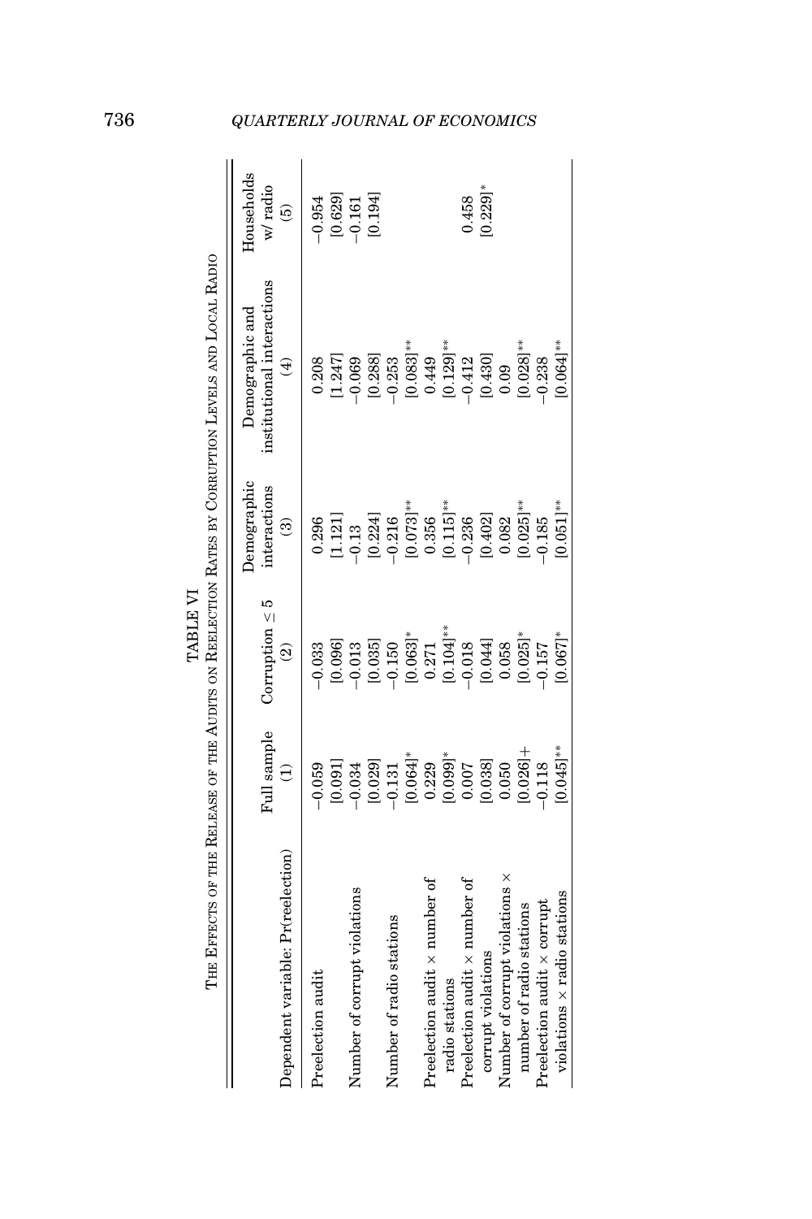TABLE VI

THE EFFECTS OF THE RELEASE OF THE AUDITS ON REELECTION RATES BY CORRUPTION LEVELS AND LOCAL RADIO

| Dependent variable: Pr(reelection) | Full sample (1) | Corruption ≤ 5 (2) | Demographic interactions (3) | Demographic and institutional interactions (4) | Households w/ radio (5) |
|---|---|---|---|---|---|
| Preelection audit | −0.059 | −0.033 | 0.296 | 0.208 | −0.954 |
| | [0.091] | [0.096] | [1.121] | [1.247] | [0.629] |
| Number of corrupt violations | −0.034 | −0.013 | −0.13 | −0.069 | −0.161 |
| | [0.029] | [0.035] | [0.224] | [0.288] | [0.194] |
| Number of radio stations | −0.131 | −0.150 | −0.216 | −0.253 | |
| | [0.064]* | [0.063]* | [0.073]** | [0.083]** | |
| Preelection audit × number of radio stations | 0.229 | 0.271 | 0.356 | 0.449 | |
| | [0.099]* | [0.104]** | [0.115]** | [0.129]** | |
| Preelection audit × number of corrupt violations | 0.007 | −0.018 | −0.236 | −0.412 | 0.458 |
| | [0.038] | [0.044] | [0.402] | [0.430] | [0.229]* |
| Number of corrupt violations × number of radio stations | 0.050 | 0.058 | 0.082 | 0.09 | |
| | [0.026]+ | [0.025]* | [0.025]** | [0.028]** | |
| Preelection audit × corrupt violations × radio stations | −0.118 | −0.157 | −0.185 | −0.238 | |
| | [0.045]** | [0.067]* | [0.051]** | [0.064]** | |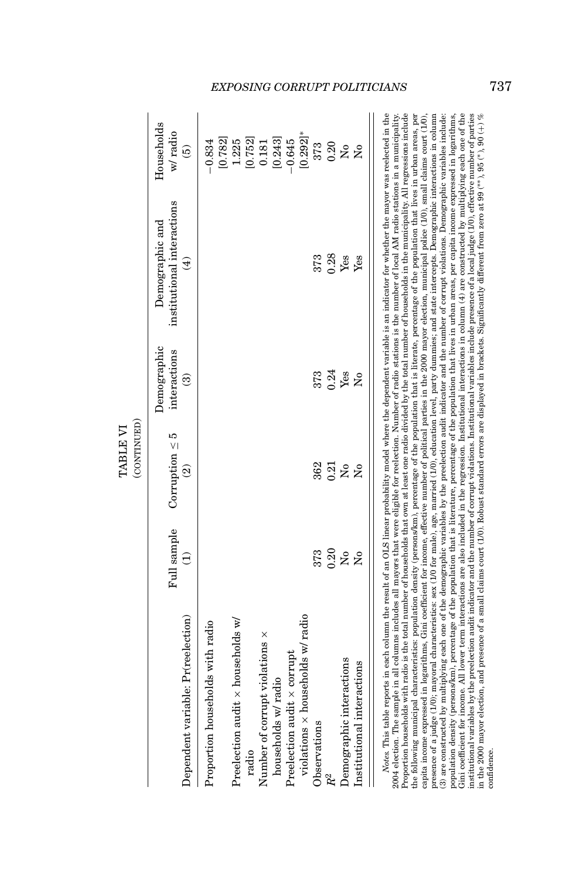TABLE VI
(CONTINUED)

| Dependent variable: Pr(reelection) | Full sample (1) | Corruption $\leq 5$ (2) | Demographic interactions (3) | Demographic and institutional interactions (4) | Households w/ radio (5) |
|---|---|---|---|---|---|
| Proportion households with radio | | | | | −0.834 |
| | | | | | [0.782] |
| Preelection audit × households w/ radio | | | | | 1.225 |
| | | | | | [0.752] |
| Number of corrupt violations × households w/ radio | | | | | 0.181 |
| | | | | | [0.243] |
| Preelection audit × corrupt violations × households w/ radio | | | | | −0.645 |
| | | | | | [0.292]* |
| Observations | 373 | 362 | 373 | 373 | 373 |
| $R^2$ | 0.20 | 0.21 | 0.24 | 0.28 | 0.20 |
| Demographic interactions | No | No | Yes | Yes | No |
| Institutional interactions | No | No | No | Yes | No |

*Notes.* This table reports in each column the result of an OLS linear probability model where the dependent variable is an indicator for whether the mayor was reelected in the 2004 election. The sample in all columns includes all mayors that were eligible for reelection. Number of radio stations is the number of local AM radio stations in a municipality. Proportion households with radio is the total number of households that own at least one radio divided by the total number of households in the municipality. All regressions include the following municipal characteristics: population density (persons/km), percentage of the population that is literate, percentage of the population that lives in urban areas, per capita income expressed in logarithms, Gini coefficient for income, effective number of political parties in the 2000 mayor election, municipal police (1/0), small claims court (1/0), presence of a judge (1/0); mayoral characteristics: sex (1/0 for male), age, married (1/0), education level, party dummies; and state intercepts. Demographic interactions in column (3) are constructed by multiplying each one of the demographic variables by the preelection audit indicator and the number of corrupt violations. Demographic variables include: population density (persons/km), percentage of the population that is literature, percentage of the population that lives in urban areas, per capita income expressed in logarithms, Gini coefficient for income. All lower term interactions are also included in the regression. Institutional interactions in column (4) are constructed by multiplying each one of the institutional variables by the preelection audit indicator and the number of corrupt violations. Institutional variables include presence of a local judge (1/0), effective number of parties in the 2000 mayor election, and presence of a small claims court (1/0). Robust standard errors are displayed in brackets. Significantly different from zero at 99 (**), 95 (*), 90 (+) % confidence.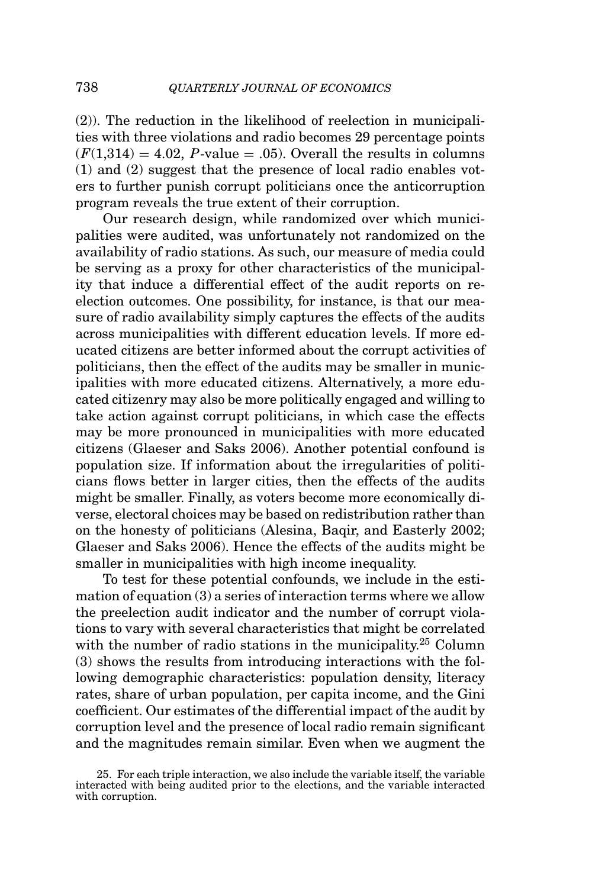(2)). The reduction in the likelihood of reelection in municipalities with three violations and radio becomes 29 percentage points ($F(1{,}314) = 4.02$, $P$-value = .05). Overall the results in columns (1) and (2) suggest that the presence of local radio enables voters to further punish corrupt politicians once the anticorruption program reveals the true extent of their corruption.

Our research design, while randomized over which municipalities were audited, was unfortunately not randomized on the availability of radio stations. As such, our measure of media could be serving as a proxy for other characteristics of the municipality that induce a differential effect of the audit reports on reelection outcomes. One possibility, for instance, is that our measure of radio availability simply captures the effects of the audits across municipalities with different education levels. If more educated citizens are better informed about the corrupt activities of politicians, then the effect of the audits may be smaller in municipalities with more educated citizens. Alternatively, a more educated citizenry may also be more politically engaged and willing to take action against corrupt politicians, in which case the effects may be more pronounced in municipalities with more educated citizens (Glaeser and Saks 2006). Another potential confound is population size. If information about the irregularities of politicians flows better in larger cities, then the effects of the audits might be smaller. Finally, as voters become more economically diverse, electoral choices may be based on redistribution rather than on the honesty of politicians (Alesina, Baqir, and Easterly 2002; Glaeser and Saks 2006). Hence the effects of the audits might be smaller in municipalities with high income inequality.

To test for these potential confounds, we include in the estimation of equation (3) a series of interaction terms where we allow the preelection audit indicator and the number of corrupt violations to vary with several characteristics that might be correlated with the number of radio stations in the municipality.[25] Column (3) shows the results from introducing interactions with the following demographic characteristics: population density, literacy rates, share of urban population, per capita income, and the Gini coefficient. Our estimates of the differential impact of the audit by corruption level and the presence of local radio remain significant and the magnitudes remain similar. Even when we augment the

25. For each triple interaction, we also include the variable itself, the variable interacted with being audited prior to the elections, and the variable interacted with corruption.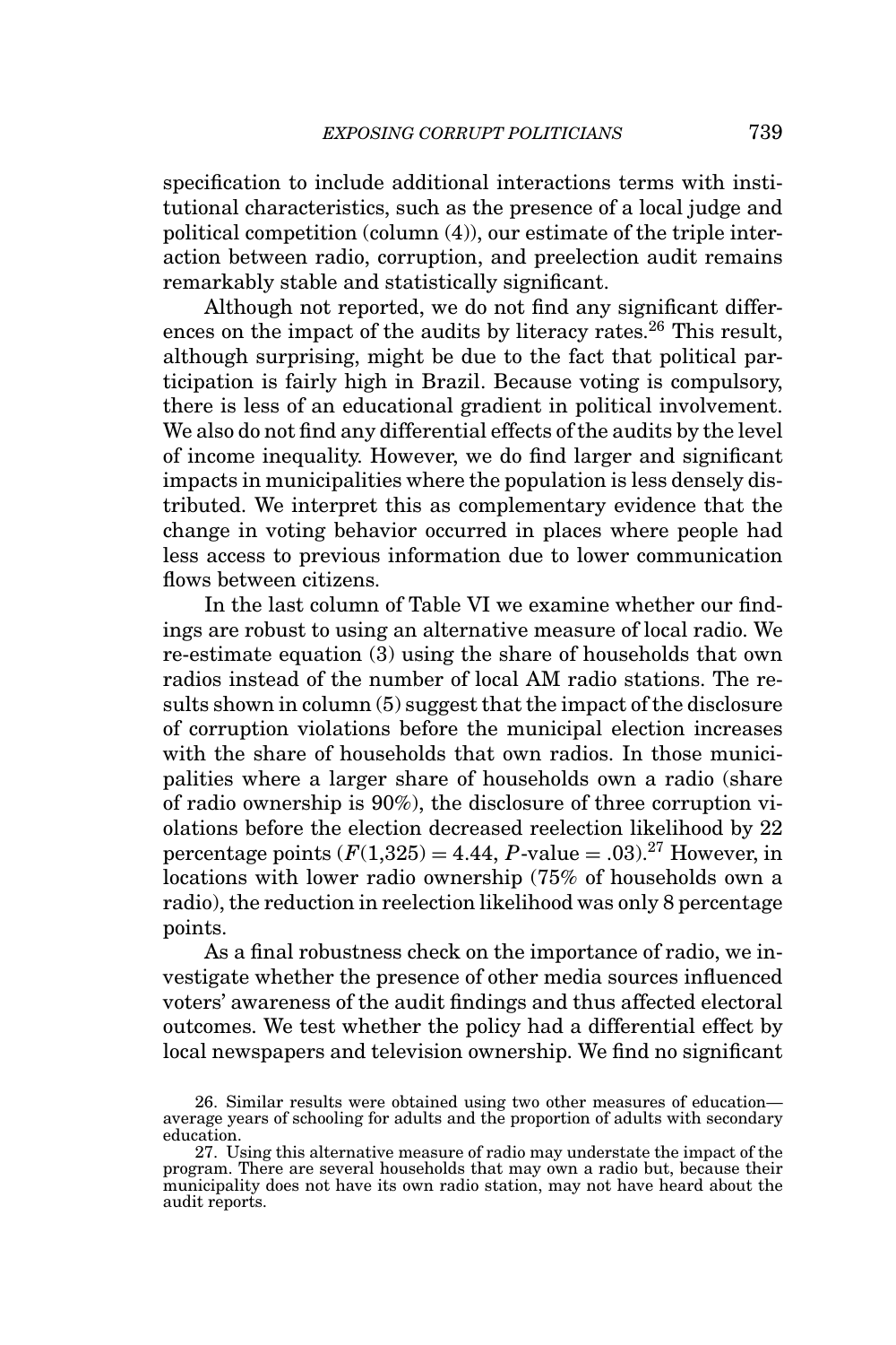specification to include additional interactions terms with institutional characteristics, such as the presence of a local judge and political competition (column (4)), our estimate of the triple interaction between radio, corruption, and preelection audit remains remarkably stable and statistically significant.

Although not reported, we do not find any significant differences on the impact of the audits by literacy rates.[26] This result, although surprising, might be due to the fact that political participation is fairly high in Brazil. Because voting is compulsory, there is less of an educational gradient in political involvement. We also do not find any differential effects of the audits by the level of income inequality. However, we do find larger and significant impacts in municipalities where the population is less densely distributed. We interpret this as complementary evidence that the change in voting behavior occurred in places where people had less access to previous information due to lower communication flows between citizens.

In the last column of Table VI we examine whether our findings are robust to using an alternative measure of local radio. We re-estimate equation (3) using the share of households that own radios instead of the number of local AM radio stations. The results shown in column (5) suggest that the impact of the disclosure of corruption violations before the municipal election increases with the share of households that own radios. In those municipalities where a larger share of households own a radio (share of radio ownership is 90%), the disclosure of three corruption violations before the election decreased reelection likelihood by 22 percentage points ($F(1{,}325) = 4.44$, $P$-value $= .03$).[27] However, in locations with lower radio ownership (75% of households own a radio), the reduction in reelection likelihood was only 8 percentage points.

As a final robustness check on the importance of radio, we investigate whether the presence of other media sources influenced voters' awareness of the audit findings and thus affected electoral outcomes. We test whether the policy had a differential effect by local newspapers and television ownership. We find no significant

26. Similar results were obtained using two other measures of education—average years of schooling for adults and the proportion of adults with secondary education.

27. Using this alternative measure of radio may understate the impact of the program. There are several households that may own a radio but, because their municipality does not have its own radio station, may not have heard about the audit reports.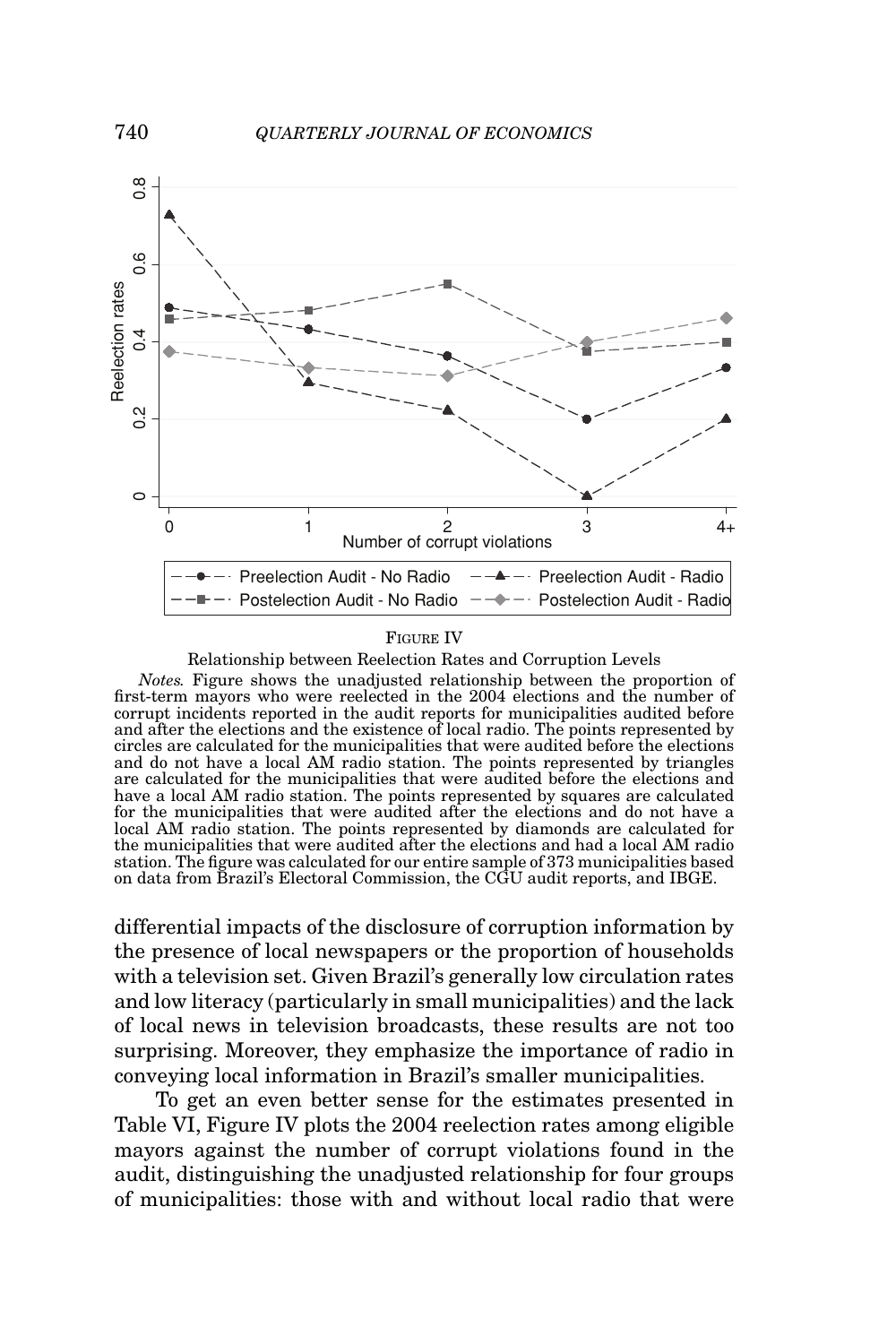FIGURE IV

Relationship between Reelection Rates and Corruption Levels

*Notes.* Figure shows the unadjusted relationship between the proportion of first-term mayors who were reelected in the 2004 elections and the number of corrupt incidents reported in the audit reports for municipalities audited before and after the elections and the existence of local radio. The points represented by circles are calculated for the municipalities that were audited before the elections and do not have a local AM radio station. The points represented by triangles are calculated for the municipalities that were audited before the elections and have a local AM radio station. The points represented by squares are calculated for the municipalities that were audited after the elections and do not have a local AM radio station. The points represented by diamonds are calculated for the municipalities that were audited after the elections and had a local AM radio station. The figure was calculated for our entire sample of 373 municipalities based on data from Brazil's Electoral Commission, the CGU audit reports, and IBGE.

differential impacts of the disclosure of corruption information by the presence of local newspapers or the proportion of households with a television set. Given Brazil's generally low circulation rates and low literacy (particularly in small municipalities) and the lack of local news in television broadcasts, these results are not too surprising. Moreover, they emphasize the importance of radio in conveying local information in Brazil's smaller municipalities.

To get an even better sense for the estimates presented in Table VI, Figure IV plots the 2004 reelection rates among eligible mayors against the number of corrupt violations found in the audit, distinguishing the unadjusted relationship for four groups of municipalities: those with and without local radio that were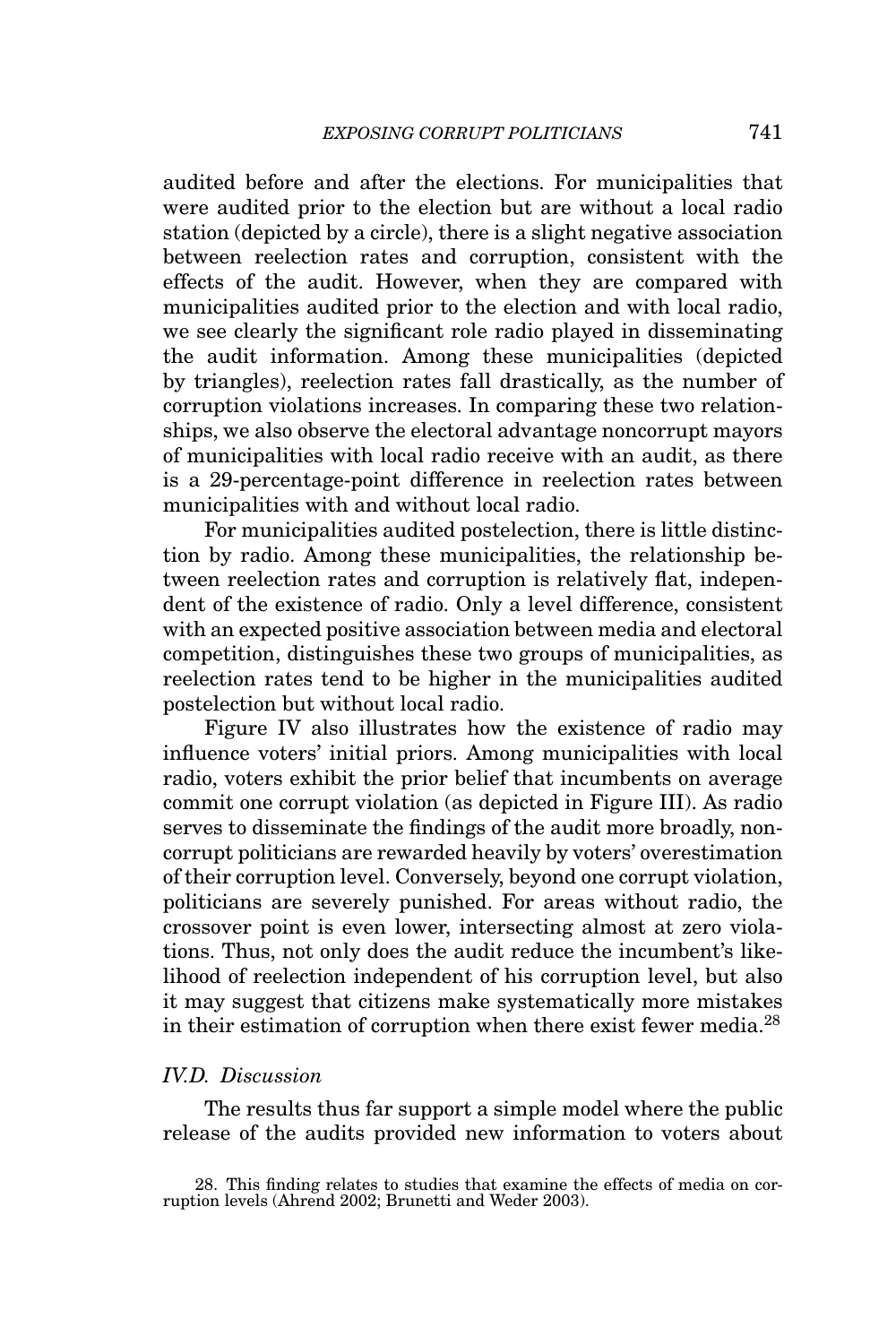audited before and after the elections. For municipalities that were audited prior to the election but are without a local radio station (depicted by a circle), there is a slight negative association between reelection rates and corruption, consistent with the effects of the audit. However, when they are compared with municipalities audited prior to the election and with local radio, we see clearly the significant role radio played in disseminating the audit information. Among these municipalities (depicted by triangles), reelection rates fall drastically, as the number of corruption violations increases. In comparing these two relationships, we also observe the electoral advantage noncorrupt mayors of municipalities with local radio receive with an audit, as there is a 29-percentage-point difference in reelection rates between municipalities with and without local radio.

For municipalities audited postelection, there is little distinction by radio. Among these municipalities, the relationship between reelection rates and corruption is relatively flat, independent of the existence of radio. Only a level difference, consistent with an expected positive association between media and electoral competition, distinguishes these two groups of municipalities, as reelection rates tend to be higher in the municipalities audited postelection but without local radio.

Figure IV also illustrates how the existence of radio may influence voters' initial priors. Among municipalities with local radio, voters exhibit the prior belief that incumbents on average commit one corrupt violation (as depicted in Figure III). As radio serves to disseminate the findings of the audit more broadly, noncorrupt politicians are rewarded heavily by voters' overestimation of their corruption level. Conversely, beyond one corrupt violation, politicians are severely punished. For areas without radio, the crossover point is even lower, intersecting almost at zero violations. Thus, not only does the audit reduce the incumbent's likelihood of reelection independent of his corruption level, but also it may suggest that citizens make systematically more mistakes in their estimation of corruption when there exist fewer media.[28]

### *IV.D. Discussion*

The results thus far support a simple model where the public release of the audits provided new information to voters about

28. This finding relates to studies that examine the effects of media on corruption levels (Ahrend 2002; Brunetti and Weder 2003).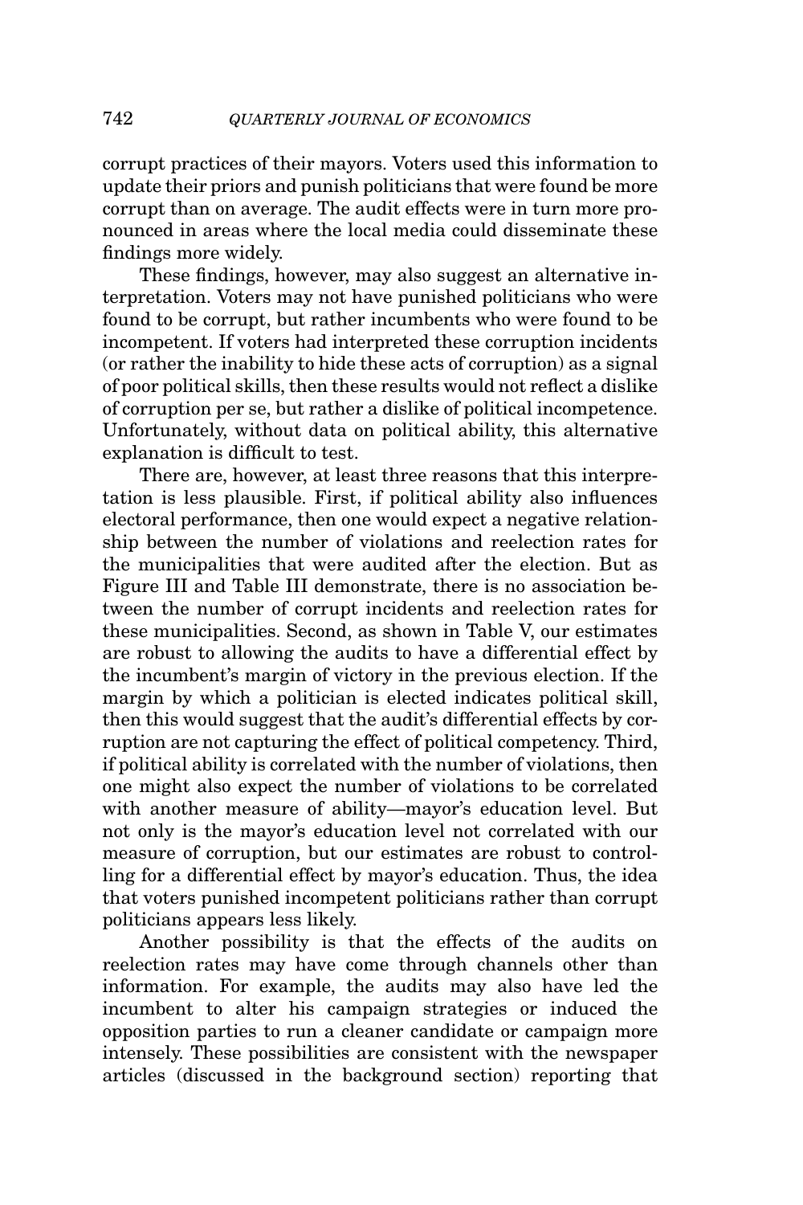corrupt practices of their mayors. Voters used this information to update their priors and punish politicians that were found be more corrupt than on average. The audit effects were in turn more pronounced in areas where the local media could disseminate these findings more widely.

These findings, however, may also suggest an alternative interpretation. Voters may not have punished politicians who were found to be corrupt, but rather incumbents who were found to be incompetent. If voters had interpreted these corruption incidents (or rather the inability to hide these acts of corruption) as a signal of poor political skills, then these results would not reflect a dislike of corruption per se, but rather a dislike of political incompetence. Unfortunately, without data on political ability, this alternative explanation is difficult to test.

There are, however, at least three reasons that this interpretation is less plausible. First, if political ability also influences electoral performance, then one would expect a negative relationship between the number of violations and reelection rates for the municipalities that were audited after the election. But as Figure III and Table III demonstrate, there is no association between the number of corrupt incidents and reelection rates for these municipalities. Second, as shown in Table V, our estimates are robust to allowing the audits to have a differential effect by the incumbent's margin of victory in the previous election. If the margin by which a politician is elected indicates political skill, then this would suggest that the audit's differential effects by corruption are not capturing the effect of political competency. Third, if political ability is correlated with the number of violations, then one might also expect the number of violations to be correlated with another measure of ability—mayor's education level. But not only is the mayor's education level not correlated with our measure of corruption, but our estimates are robust to controlling for a differential effect by mayor's education. Thus, the idea that voters punished incompetent politicians rather than corrupt politicians appears less likely.

Another possibility is that the effects of the audits on reelection rates may have come through channels other than information. For example, the audits may also have led the incumbent to alter his campaign strategies or induced the opposition parties to run a cleaner candidate or campaign more intensely. These possibilities are consistent with the newspaper articles (discussed in the background section) reporting that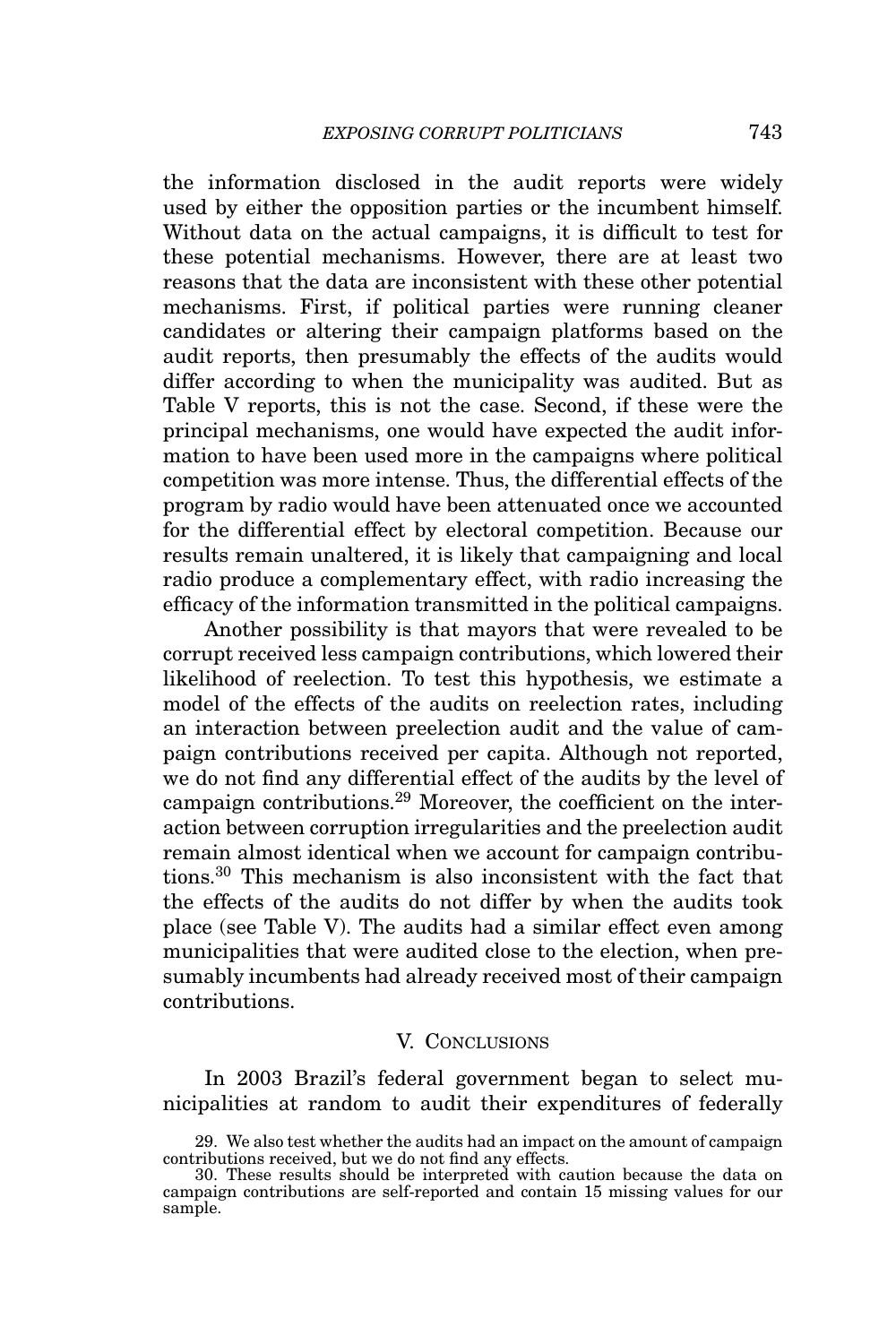the information disclosed in the audit reports were widely used by either the opposition parties or the incumbent himself. Without data on the actual campaigns, it is difficult to test for these potential mechanisms. However, there are at least two reasons that the data are inconsistent with these other potential mechanisms. First, if political parties were running cleaner candidates or altering their campaign platforms based on the audit reports, then presumably the effects of the audits would differ according to when the municipality was audited. But as Table V reports, this is not the case. Second, if these were the principal mechanisms, one would have expected the audit information to have been used more in the campaigns where political competition was more intense. Thus, the differential effects of the program by radio would have been attenuated once we accounted for the differential effect by electoral competition. Because our results remain unaltered, it is likely that campaigning and local radio produce a complementary effect, with radio increasing the efficacy of the information transmitted in the political campaigns.

Another possibility is that mayors that were revealed to be corrupt received less campaign contributions, which lowered their likelihood of reelection. To test this hypothesis, we estimate a model of the effects of the audits on reelection rates, including an interaction between preelection audit and the value of campaign contributions received per capita. Although not reported, we do not find any differential effect of the audits by the level of campaign contributions.[29] Moreover, the coefficient on the interaction between corruption irregularities and the preelection audit remain almost identical when we account for campaign contributions.[30] This mechanism is also inconsistent with the fact that the effects of the audits do not differ by when the audits took place (see Table V). The audits had a similar effect even among municipalities that were audited close to the election, when presumably incumbents had already received most of their campaign contributions.

## V. Conclusions

In 2003 Brazil's federal government began to select municipalities at random to audit their expenditures of federally

29. We also test whether the audits had an impact on the amount of campaign contributions received, but we do not find any effects.

30. These results should be interpreted with caution because the data on campaign contributions are self-reported and contain 15 missing values for our sample.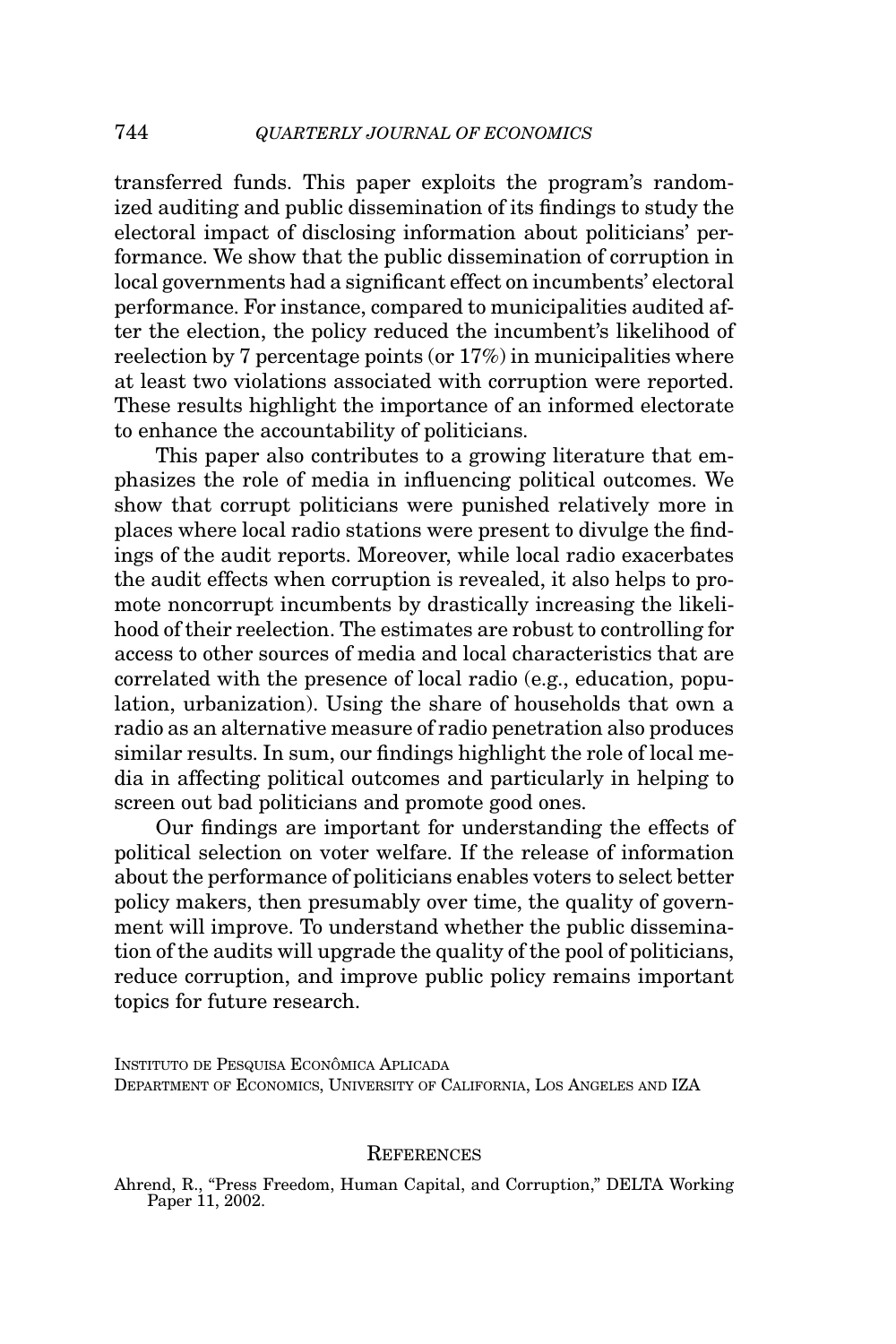transferred funds. This paper exploits the program's randomized auditing and public dissemination of its findings to study the electoral impact of disclosing information about politicians' performance. We show that the public dissemination of corruption in local governments had a significant effect on incumbents' electoral performance. For instance, compared to municipalities audited after the election, the policy reduced the incumbent's likelihood of reelection by 7 percentage points (or 17%) in municipalities where at least two violations associated with corruption were reported. These results highlight the importance of an informed electorate to enhance the accountability of politicians.

This paper also contributes to a growing literature that emphasizes the role of media in influencing political outcomes. We show that corrupt politicians were punished relatively more in places where local radio stations were present to divulge the findings of the audit reports. Moreover, while local radio exacerbates the audit effects when corruption is revealed, it also helps to promote noncorrupt incumbents by drastically increasing the likelihood of their reelection. The estimates are robust to controlling for access to other sources of media and local characteristics that are correlated with the presence of local radio (e.g., education, population, urbanization). Using the share of households that own a radio as an alternative measure of radio penetration also produces similar results. In sum, our findings highlight the role of local media in affecting political outcomes and particularly in helping to screen out bad politicians and promote good ones.

Our findings are important for understanding the effects of political selection on voter welfare. If the release of information about the performance of politicians enables voters to select better policy makers, then presumably over time, the quality of government will improve. To understand whether the public dissemination of the audits will upgrade the quality of the pool of politicians, reduce corruption, and improve public policy remains important topics for future research.

Instituto de Pesquisa Econômica Aplicada
Department of Economics, University of California, Los Angeles and IZA

## References

Ahrend, R., "Press Freedom, Human Capital, and Corruption," DELTA Working Paper 11, 2002.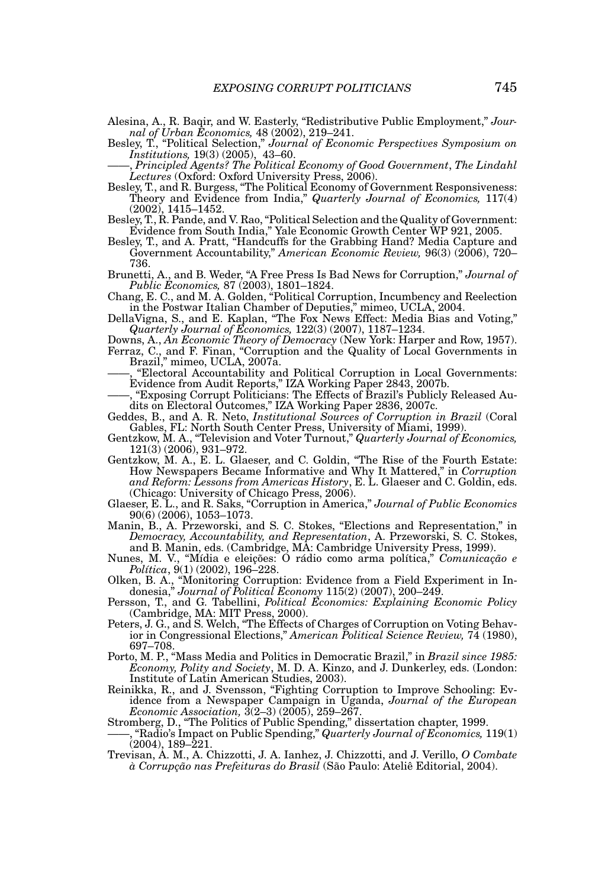Alesina, A., R. Baqir, and W. Easterly, "Redistributive Public Employment," *Journal of Urban Economics,* 48 (2002), 219–241.

Besley, T., "Political Selection," *Journal of Economic Perspectives Symposium on Institutions,* 19(3) (2005), 43–60.

——, *Principled Agents? The Political Economy of Good Government*, *The Lindahl Lectures* (Oxford: Oxford University Press, 2006).

Besley, T., and R. Burgess, "The Political Economy of Government Responsiveness: Theory and Evidence from India," *Quarterly Journal of Economics,* 117(4) (2002), 1415–1452.

Besley, T., R. Pande, and V. Rao, "Political Selection and the Quality of Government: Evidence from South India," Yale Economic Growth Center WP 921, 2005.

Besley, T., and A. Pratt, "Handcuffs for the Grabbing Hand? Media Capture and Government Accountability," *American Economic Review,* 96(3) (2006), 720–736.

Brunetti, A., and B. Weder, "A Free Press Is Bad News for Corruption," *Journal of Public Economics,* 87 (2003), 1801–1824.

Chang, E. C., and M. A. Golden, "Political Corruption, Incumbency and Reelection in the Postwar Italian Chamber of Deputies," mimeo, UCLA, 2004.

DellaVigna, S., and E. Kaplan, "The Fox News Effect: Media Bias and Voting," *Quarterly Journal of Economics,* 122(3) (2007), 1187–1234.

Downs, A., *An Economic Theory of Democracy* (New York: Harper and Row, 1957).

Ferraz, C., and F. Finan, "Corruption and the Quality of Local Governments in Brazil," mimeo, UCLA, 2007a.

——, "Electoral Accountability and Political Corruption in Local Governments: Evidence from Audit Reports," IZA Working Paper 2843, 2007b.

——, "Exposing Corrupt Politicians: The Effects of Brazil's Publicly Released Audits on Electoral Outcomes," IZA Working Paper 2836, 2007c.

Geddes, B., and A. R. Neto, *Institutional Sources of Corruption in Brazil* (Coral Gables, FL: North South Center Press, University of Miami, 1999).

Gentzkow, M. A., "Television and Voter Turnout," *Quarterly Journal of Economics,* 121(3) (2006), 931–972.

Gentzkow, M. A., E. L. Glaeser, and C. Goldin, "The Rise of the Fourth Estate: How Newspapers Became Informative and Why It Mattered," in *Corruption and Reform: Lessons from Americas History*, E. L. Glaeser and C. Goldin, eds. (Chicago: University of Chicago Press, 2006).

Glaeser, E. L., and R. Saks, "Corruption in America," *Journal of Public Economics* 90(6) (2006), 1053–1073.

Manin, B., A. Przeworski, and S. C. Stokes, "Elections and Representation," in *Democracy, Accountability, and Representation*, A. Przeworski, S. C. Stokes, and B. Manin, eds. (Cambridge, MA: Cambridge University Press, 1999).

Nunes, M. V., "Mídia e eleições: O rádio como arma política," *Comunicação e Política*, 9(1) (2002), 196–228.

Olken, B. A., "Monitoring Corruption: Evidence from a Field Experiment in Indonesia," *Journal of Political Economy* 115(2) (2007), 200–249.

Persson, T., and G. Tabellini, *Political Economics: Explaining Economic Policy* (Cambridge, MA: MIT Press, 2000).

Peters, J. G., and S. Welch, "The Effects of Charges of Corruption on Voting Behavior in Congressional Elections," *American Political Science Review,* 74 (1980), 697–708.

Porto, M. P., "Mass Media and Politics in Democratic Brazil," in *Brazil since 1985: Economy, Polity and Society*, M. D. A. Kinzo, and J. Dunkerley, eds. (London: Institute of Latin American Studies, 2003).

Reinikka, R., and J. Svensson, "Fighting Corruption to Improve Schooling: Evidence from a Newspaper Campaign in Uganda, *Journal of the European Economic Association,* 3(2–3) (2005), 259–267.

Stromberg, D., "The Politics of Public Spending," dissertation chapter, 1999.

——, "Radio's Impact on Public Spending," *Quarterly Journal of Economics,* 119(1) (2004), 189–221.

Trevisan, A. M., A. Chizzotti, J. A. Ianhez, J. Chizzotti, and J. Verillo, *O Combate à Corrupção nas Prefeituras do Brasil* (São Paulo: Ateliê Editorial, 2004).